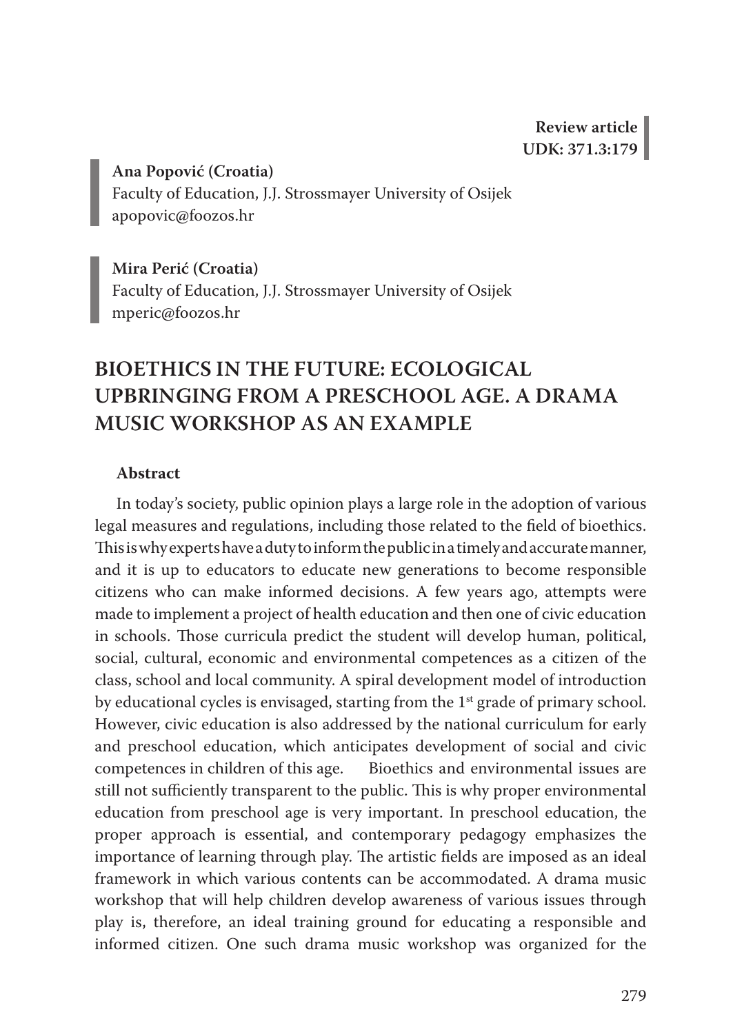**Review article**
**UDK: 371.3:179**

**Ana Popović (Croatia)**
Faculty of Education, J.J. Strossmayer University of Osijek
apopovic@foozos.hr

**Mira Perić (Croatia)**
Faculty of Education, J.J. Strossmayer University of Osijek
mperic@foozos.hr

# BIOETHICS IN THE FUTURE: ECOLOGICAL UPBRINGING FROM A PRESCHOOL AGE. A DRAMA MUSIC WORKSHOP AS AN EXAMPLE

### Abstract

In today's society, public opinion plays a large role in the adoption of various legal measures and regulations, including those related to the field of bioethics. This is why experts have a duty to inform the public in a timely and accurate manner, and it is up to educators to educate new generations to become responsible citizens who can make informed decisions. A few years ago, attempts were made to implement a project of health education and then one of civic education in schools. Those curricula predict the student will develop human, political, social, cultural, economic and environmental competences as a citizen of the class, school and local community. A spiral development model of introduction by educational cycles is envisaged, starting from the 1st grade of primary school. However, civic education is also addressed by the national curriculum for early and preschool education, which anticipates development of social and civic competences in children of this age. Bioethics and environmental issues are still not sufficiently transparent to the public. This is why proper environmental education from preschool age is very important. In preschool education, the proper approach is essential, and contemporary pedagogy emphasizes the importance of learning through play. The artistic fields are imposed as an ideal framework in which various contents can be accommodated. A drama music workshop that will help children develop awareness of various issues through play is, therefore, an ideal training ground for educating a responsible and informed citizen. One such drama music workshop was organized for the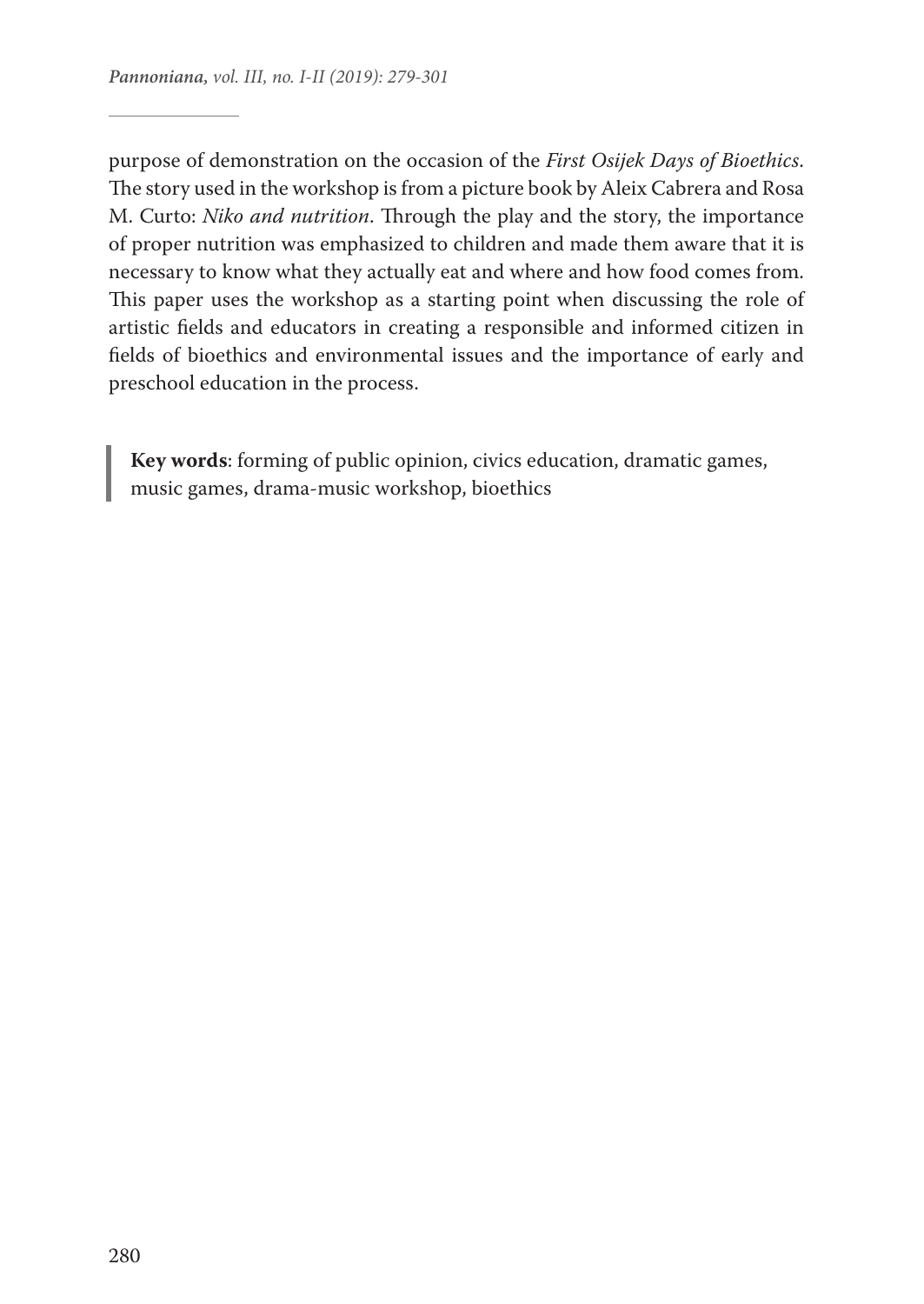purpose of demonstration on the occasion of the *First Osijek Days of Bioethics*. The story used in the workshop is from a picture book by Aleix Cabrera and Rosa M. Curto: *Niko and nutrition*. Through the play and the story, the importance of proper nutrition was emphasized to children and made them aware that it is necessary to know what they actually eat and where and how food comes from. This paper uses the workshop as a starting point when discussing the role of artistic fields and educators in creating a responsible and informed citizen in fields of bioethics and environmental issues and the importance of early and preschool education in the process.

> **Key words**: forming of public opinion, civics education, dramatic games, music games, drama-music workshop, bioethics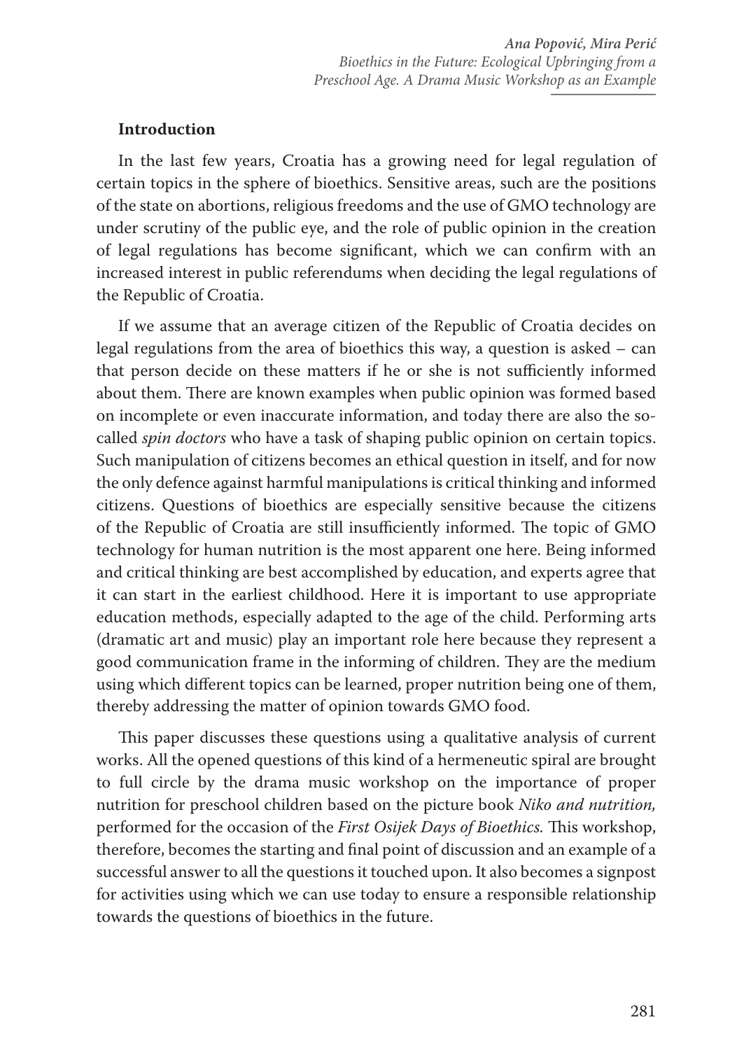## Introduction

In the last few years, Croatia has a growing need for legal regulation of certain topics in the sphere of bioethics. Sensitive areas, such are the positions of the state on abortions, religious freedoms and the use of GMO technology are under scrutiny of the public eye, and the role of public opinion in the creation of legal regulations has become significant, which we can confirm with an increased interest in public referendums when deciding the legal regulations of the Republic of Croatia.

If we assume that an average citizen of the Republic of Croatia decides on legal regulations from the area of bioethics this way, a question is asked – can that person decide on these matters if he or she is not sufficiently informed about them. There are known examples when public opinion was formed based on incomplete or even inaccurate information, and today there are also the so-called *spin doctors* who have a task of shaping public opinion on certain topics. Such manipulation of citizens becomes an ethical question in itself, and for now the only defence against harmful manipulations is critical thinking and informed citizens. Questions of bioethics are especially sensitive because the citizens of the Republic of Croatia are still insufficiently informed. The topic of GMO technology for human nutrition is the most apparent one here. Being informed and critical thinking are best accomplished by education, and experts agree that it can start in the earliest childhood. Here it is important to use appropriate education methods, especially adapted to the age of the child. Performing arts (dramatic art and music) play an important role here because they represent a good communication frame in the informing of children. They are the medium using which different topics can be learned, proper nutrition being one of them, thereby addressing the matter of opinion towards GMO food.

This paper discusses these questions using a qualitative analysis of current works. All the opened questions of this kind of a hermeneutic spiral are brought to full circle by the drama music workshop on the importance of proper nutrition for preschool children based on the picture book *Niko and nutrition,* performed for the occasion of the *First Osijek Days of Bioethics.* This workshop, therefore, becomes the starting and final point of discussion and an example of a successful answer to all the questions it touched upon. It also becomes a signpost for activities using which we can use today to ensure a responsible relationship towards the questions of bioethics in the future.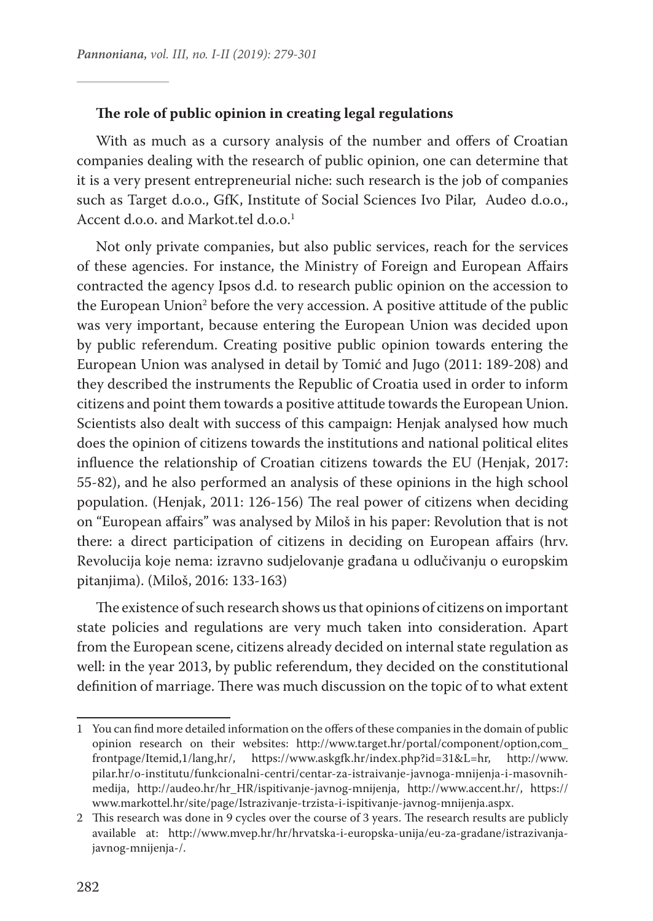## The role of public opinion in creating legal regulations

With as much as a cursory analysis of the number and offers of Croatian companies dealing with the research of public opinion, one can determine that it is a very present entrepreneurial niche: such research is the job of companies such as Target d.o.o., GfK, Institute of Social Sciences Ivo Pilar, Audeo d.o.o., Accent d.o.o. and Markot.tel d.o.o.[1]

Not only private companies, but also public services, reach for the services of these agencies. For instance, the Ministry of Foreign and European Affairs contracted the agency Ipsos d.d. to research public opinion on the accession to the European Union[2] before the very accession. A positive attitude of the public was very important, because entering the European Union was decided upon by public referendum. Creating positive public opinion towards entering the European Union was analysed in detail by Tomić and Jugo (2011: 189-208) and they described the instruments the Republic of Croatia used in order to inform citizens and point them towards a positive attitude towards the European Union. Scientists also dealt with success of this campaign: Henjak analysed how much does the opinion of citizens towards the institutions and national political elites influence the relationship of Croatian citizens towards the EU (Henjak, 2017: 55-82), and he also performed an analysis of these opinions in the high school population. (Henjak, 2011: 126-156) The real power of citizens when deciding on "European affairs" was analysed by Miloš in his paper: Revolution that is not there: a direct participation of citizens in deciding on European affairs (hrv. Revolucija koje nema: izravno sudjelovanje građana u odlučivanju o europskim pitanjima). (Miloš, 2016: 133-163)

The existence of such research shows us that opinions of citizens on important state policies and regulations are very much taken into consideration. Apart from the European scene, citizens already decided on internal state regulation as well: in the year 2013, by public referendum, they decided on the constitutional definition of marriage. There was much discussion on the topic of to what extent

---

1 You can find more detailed information on the offers of these companies in the domain of public opinion research on their websites: http://www.target.hr/portal/component/option,com_frontpage/Itemid,1/lang,hr/, https://www.askgfk.hr/index.php?id=31&L=hr, http://www.pilar.hr/o-institutu/funkcionalni-centri/centar-za-istraivanje-javnoga-mnijenja-i-masovnih-medija, http://audeo.hr/hr_HR/ispitivanje-javnog-mnijenja, http://www.accent.hr/, https://www.markottel.hr/site/page/Istrazivanje-trzista-i-ispitivanje-javnog-mnijenja.aspx.

2 This research was done in 9 cycles over the course of 3 years. The research results are publicly available at: http://www.mvep.hr/hr/hrvatska-i-europska-unija/eu-za-gradane/istrazivanja-javnog-mnijenja-/.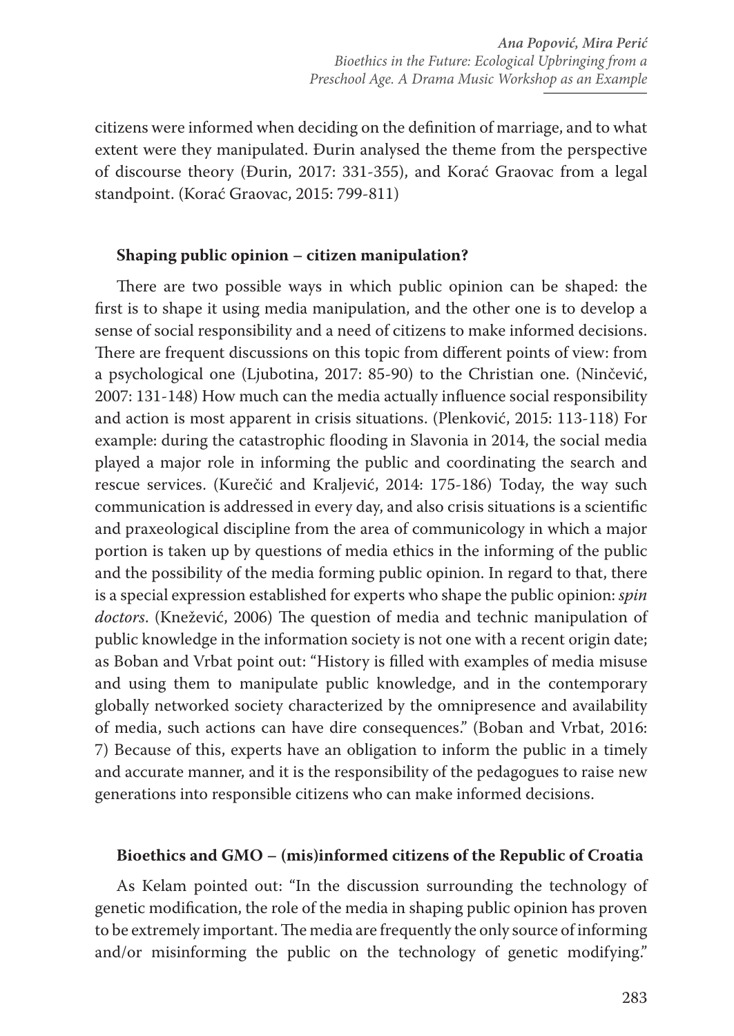citizens were informed when deciding on the definition of marriage, and to what extent were they manipulated. Đurin analysed the theme from the perspective of discourse theory (Đurin, 2017: 331-355), and Korać Graovac from a legal standpoint. (Korać Graovac, 2015: 799-811)

### Shaping public opinion – citizen manipulation?

There are two possible ways in which public opinion can be shaped: the first is to shape it using media manipulation, and the other one is to develop a sense of social responsibility and a need of citizens to make informed decisions. There are frequent discussions on this topic from different points of view: from a psychological one (Ljubotina, 2017: 85-90) to the Christian one. (Ninčević, 2007: 131-148) How much can the media actually influence social responsibility and action is most apparent in crisis situations. (Plenković, 2015: 113-118) For example: during the catastrophic flooding in Slavonia in 2014, the social media played a major role in informing the public and coordinating the search and rescue services. (Kurečić and Kraljević, 2014: 175-186) Today, the way such communication is addressed in every day, and also crisis situations is a scientific and praxeological discipline from the area of communicology in which a major portion is taken up by questions of media ethics in the informing of the public and the possibility of the media forming public opinion. In regard to that, there is a special expression established for experts who shape the public opinion: *spin doctors*. (Knežević, 2006) The question of media and technic manipulation of public knowledge in the information society is not one with a recent origin date; as Boban and Vrbat point out: "History is filled with examples of media misuse and using them to manipulate public knowledge, and in the contemporary globally networked society characterized by the omnipresence and availability of media, such actions can have dire consequences." (Boban and Vrbat, 2016: 7) Because of this, experts have an obligation to inform the public in a timely and accurate manner, and it is the responsibility of the pedagogues to raise new generations into responsible citizens who can make informed decisions.

### Bioethics and GMO – (mis)informed citizens of the Republic of Croatia

As Kelam pointed out: "In the discussion surrounding the technology of genetic modification, the role of the media in shaping public opinion has proven to be extremely important. The media are frequently the only source of informing and/or misinforming the public on the technology of genetic modifying."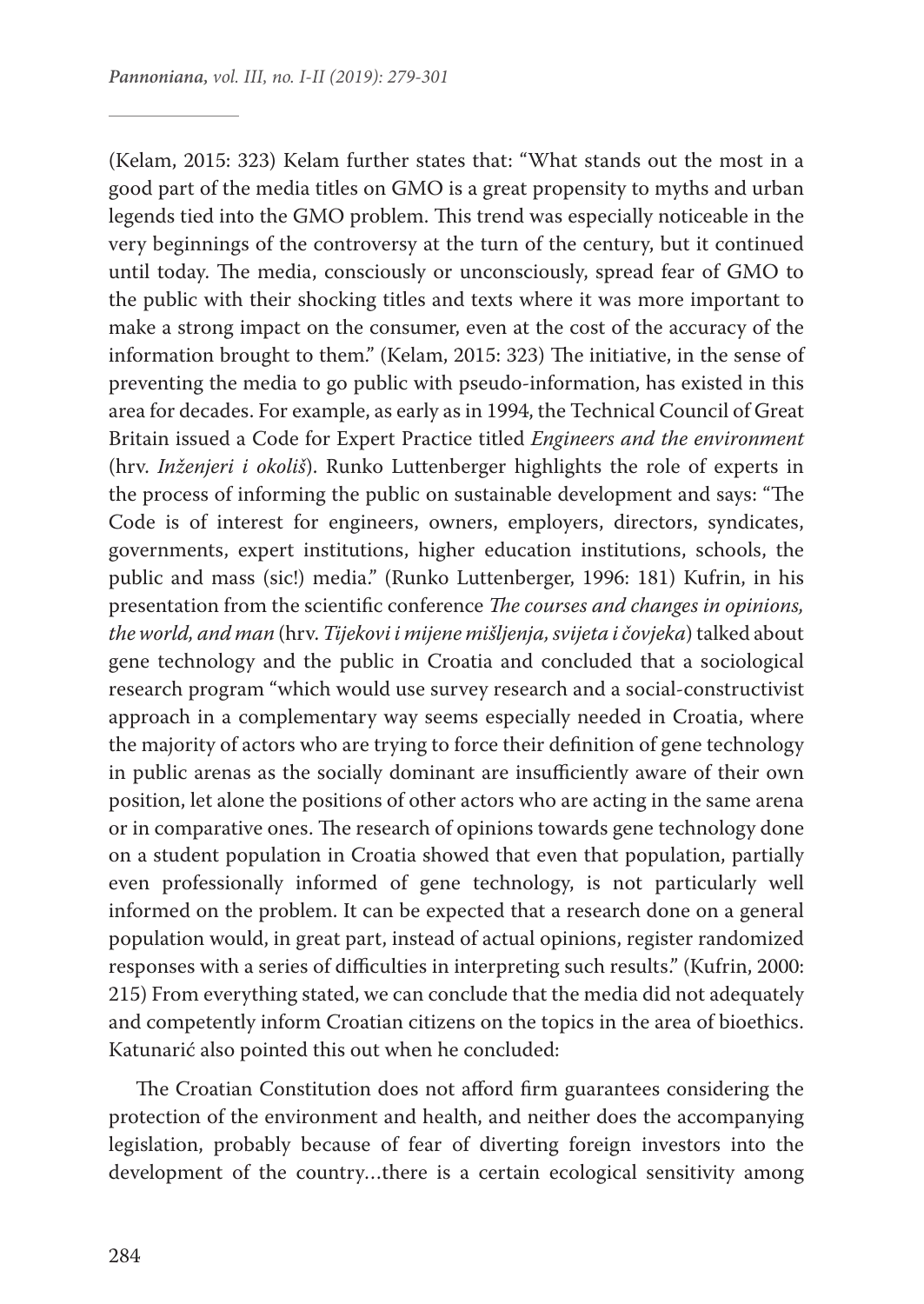(Kelam, 2015: 323) Kelam further states that: "What stands out the most in a good part of the media titles on GMO is a great propensity to myths and urban legends tied into the GMO problem. This trend was especially noticeable in the very beginnings of the controversy at the turn of the century, but it continued until today. The media, consciously or unconsciously, spread fear of GMO to the public with their shocking titles and texts where it was more important to make a strong impact on the consumer, even at the cost of the accuracy of the information brought to them." (Kelam, 2015: 323) The initiative, in the sense of preventing the media to go public with pseudo-information, has existed in this area for decades. For example, as early as in 1994, the Technical Council of Great Britain issued a Code for Expert Practice titled *Engineers and the environment* (hrv. *Inženjeri i okoliš*). Runko Luttenberger highlights the role of experts in the process of informing the public on sustainable development and says: "The Code is of interest for engineers, owners, employers, directors, syndicates, governments, expert institutions, higher education institutions, schools, the public and mass (sic!) media." (Runko Luttenberger, 1996: 181) Kufrin, in his presentation from the scientific conference *The courses and changes in opinions, the world, and man* (hrv. *Tijekovi i mijene mišljenja, svijeta i čovjeka*) talked about gene technology and the public in Croatia and concluded that a sociological research program "which would use survey research and a social-constructivist approach in a complementary way seems especially needed in Croatia, where the majority of actors who are trying to force their definition of gene technology in public arenas as the socially dominant are insufficiently aware of their own position, let alone the positions of other actors who are acting in the same arena or in comparative ones. The research of opinions towards gene technology done on a student population in Croatia showed that even that population, partially even professionally informed of gene technology, is not particularly well informed on the problem. It can be expected that a research done on a general population would, in great part, instead of actual opinions, register randomized responses with a series of difficulties in interpreting such results." (Kufrin, 2000: 215) From everything stated, we can conclude that the media did not adequately and competently inform Croatian citizens on the topics in the area of bioethics. Katunarić also pointed this out when he concluded:

The Croatian Constitution does not afford firm guarantees considering the protection of the environment and health, and neither does the accompanying legislation, probably because of fear of diverting foreign investors into the development of the country…there is a certain ecological sensitivity among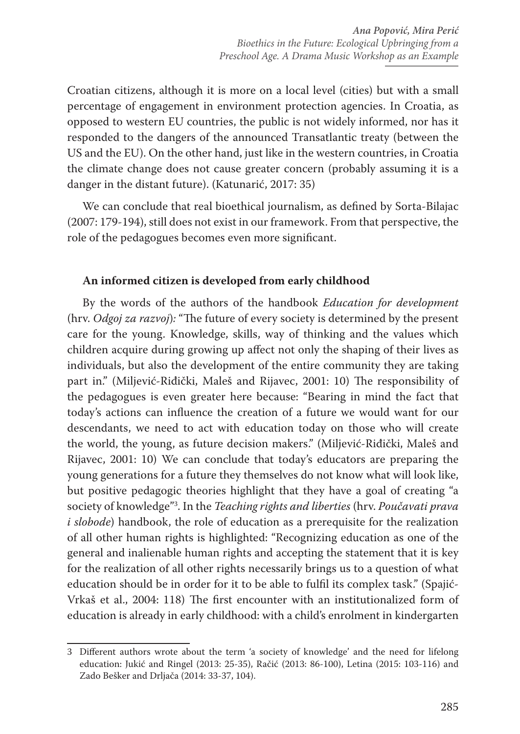Croatian citizens, although it is more on a local level (cities) but with a small percentage of engagement in environment protection agencies. In Croatia, as opposed to western EU countries, the public is not widely informed, nor has it responded to the dangers of the announced Transatlantic treaty (between the US and the EU). On the other hand, just like in the western countries, in Croatia the climate change does not cause greater concern (probably assuming it is a danger in the distant future). (Katunarić, 2017: 35)

We can conclude that real bioethical journalism, as defined by Sorta-Bilajac (2007: 179-194), still does not exist in our framework. From that perspective, the role of the pedagogues becomes even more significant.

## An informed citizen is developed from early childhood

By the words of the authors of the handbook *Education for development* (hrv. *Odgoj za razvoj*)*:* "The future of every society is determined by the present care for the young. Knowledge, skills, way of thinking and the values which children acquire during growing up affect not only the shaping of their lives as individuals, but also the development of the entire community they are taking part in." (Miljević-Riđički, Maleš and Rijavec, 2001: 10) The responsibility of the pedagogues is even greater here because: "Bearing in mind the fact that today's actions can influence the creation of a future we would want for our descendants, we need to act with education today on those who will create the world, the young, as future decision makers." (Miljević-Riđički, Maleš and Rijavec, 2001: 10) We can conclude that today's educators are preparing the young generations for a future they themselves do not know what will look like, but positive pedagogic theories highlight that they have a goal of creating "a society of knowledge"[3]. In the *Teaching rights and liberties* (hrv. *Poučavati prava i slobode*) handbook, the role of education as a prerequisite for the realization of all other human rights is highlighted: "Recognizing education as one of the general and inalienable human rights and accepting the statement that it is key for the realization of all other rights necessarily brings us to a question of what education should be in order for it to be able to fulfil its complex task." (Spajić-Vrkaš et al., 2004: 118) The first encounter with an institutionalized form of education is already in early childhood: with a child's enrolment in kindergarten

---

3 Different authors wrote about the term 'a society of knowledge' and the need for lifelong education: Jukić and Ringel (2013: 25-35), Račić (2013: 86-100), Letina (2015: 103-116) and Zado Bešker and Drljača (2014: 33-37, 104).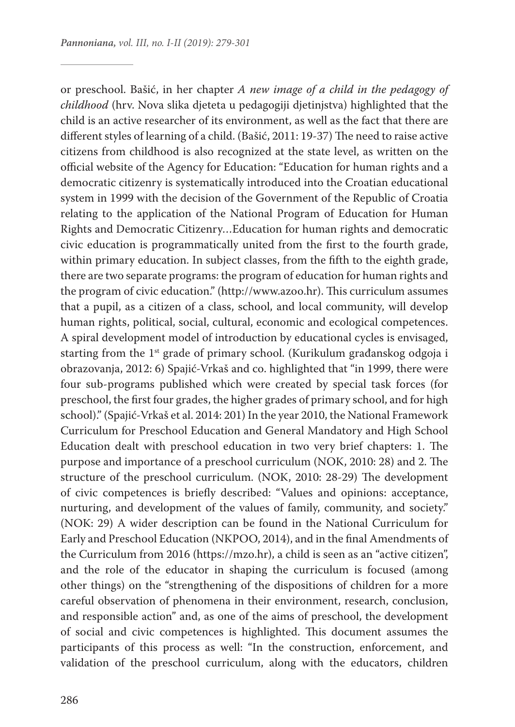or preschool. Bašić, in her chapter *A new image of a child in the pedagogy of childhood* (hrv. Nova slika djeteta u pedagogiji djetinjstva) highlighted that the child is an active researcher of its environment, as well as the fact that there are different styles of learning of a child. (Bašić, 2011: 19-37) The need to raise active citizens from childhood is also recognized at the state level, as written on the official website of the Agency for Education: "Education for human rights and a democratic citizenry is systematically introduced into the Croatian educational system in 1999 with the decision of the Government of the Republic of Croatia relating to the application of the National Program of Education for Human Rights and Democratic Citizenry…Education for human rights and democratic civic education is programmatically united from the first to the fourth grade, within primary education. In subject classes, from the fifth to the eighth grade, there are two separate programs: the program of education for human rights and the program of civic education." (http://www.azoo.hr). This curriculum assumes that a pupil, as a citizen of a class, school, and local community, will develop human rights, political, social, cultural, economic and ecological competences. A spiral development model of introduction by educational cycles is envisaged, starting from the 1st grade of primary school. (Kurikulum građanskog odgoja i obrazovanja, 2012: 6) Spajić-Vrkaš and co. highlighted that "in 1999, there were four sub-programs published which were created by special task forces (for preschool, the first four grades, the higher grades of primary school, and for high school)." (Spajić-Vrkaš et al. 2014: 201) In the year 2010, the National Framework Curriculum for Preschool Education and General Mandatory and High School Education dealt with preschool education in two very brief chapters: 1. The purpose and importance of a preschool curriculum (NOK, 2010: 28) and 2. The structure of the preschool curriculum. (NOK, 2010: 28-29) The development of civic competences is briefly described: "Values and opinions: acceptance, nurturing, and development of the values of family, community, and society." (NOK: 29) A wider description can be found in the National Curriculum for Early and Preschool Education (NKPOO, 2014), and in the final Amendments of the Curriculum from 2016 (https://mzo.hr), a child is seen as an "active citizen", and the role of the educator in shaping the curriculum is focused (among other things) on the "strengthening of the dispositions of children for a more careful observation of phenomena in their environment, research, conclusion, and responsible action" and, as one of the aims of preschool, the development of social and civic competences is highlighted. This document assumes the participants of this process as well: "In the construction, enforcement, and validation of the preschool curriculum, along with the educators, children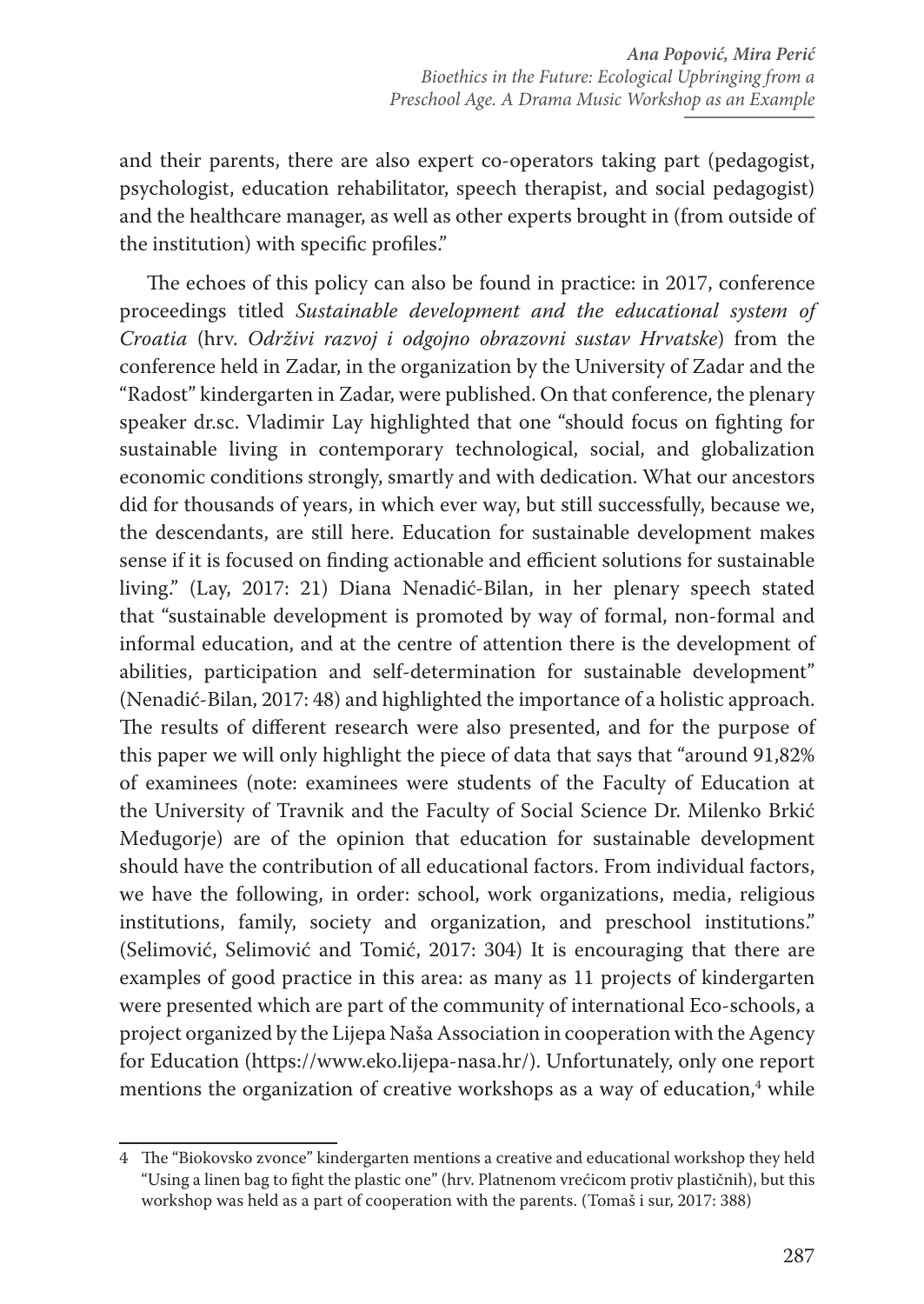and their parents, there are also expert co-operators taking part (pedagogist, psychologist, education rehabilitator, speech therapist, and social pedagogist) and the healthcare manager, as well as other experts brought in (from outside of the institution) with specific profiles."

The echoes of this policy can also be found in practice: in 2017, conference proceedings titled *Sustainable development and the educational system of Croatia* (hrv. *Održivi razvoj i odgojno obrazovni sustav Hrvatske*) from the conference held in Zadar, in the organization by the University of Zadar and the "Radost" kindergarten in Zadar, were published. On that conference, the plenary speaker dr.sc. Vladimir Lay highlighted that one "should focus on fighting for sustainable living in contemporary technological, social, and globalization economic conditions strongly, smartly and with dedication. What our ancestors did for thousands of years, in which ever way, but still successfully, because we, the descendants, are still here. Education for sustainable development makes sense if it is focused on finding actionable and efficient solutions for sustainable living." (Lay, 2017: 21) Diana Nenadić-Bilan, in her plenary speech stated that "sustainable development is promoted by way of formal, non-formal and informal education, and at the centre of attention there is the development of abilities, participation and self-determination for sustainable development" (Nenadić-Bilan, 2017: 48) and highlighted the importance of a holistic approach. The results of different research were also presented, and for the purpose of this paper we will only highlight the piece of data that says that "around 91,82% of examinees (note: examinees were students of the Faculty of Education at the University of Travnik and the Faculty of Social Science Dr. Milenko Brkić Međugorje) are of the opinion that education for sustainable development should have the contribution of all educational factors. From individual factors, we have the following, in order: school, work organizations, media, religious institutions, family, society and organization, and preschool institutions." (Selimović, Selimović and Tomić, 2017: 304) It is encouraging that there are examples of good practice in this area: as many as 11 projects of kindergarten were presented which are part of the community of international Eco-schools, a project organized by the Lijepa Naša Association in cooperation with the Agency for Education (https://www.eko.lijepa-nasa.hr/). Unfortunately, only one report mentions the organization of creative workshops as a way of education,[4] while

---

[4] The "Biokovsko zvonce" kindergarten mentions a creative and educational workshop they held "Using a linen bag to fight the plastic one" (hrv. Platnenom vrećicom protiv plastičnih), but this workshop was held as a part of cooperation with the parents. (Tomaš i sur, 2017: 388)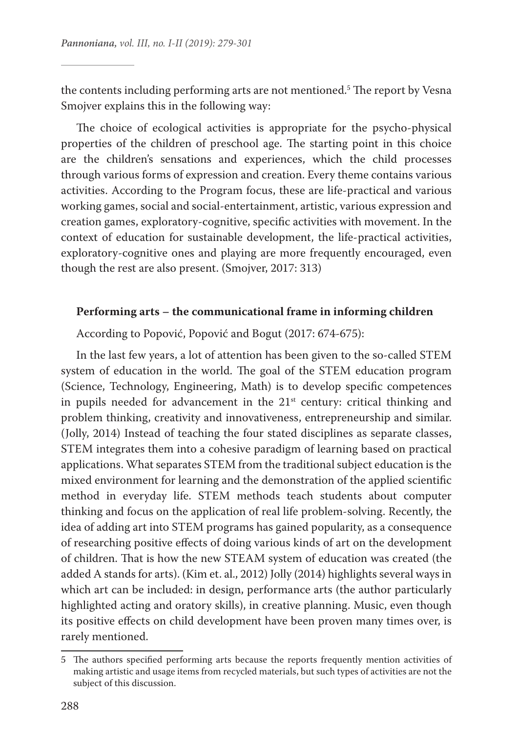the contents including performing arts are not mentioned.[5] The report by Vesna Smojver explains this in the following way:

> The choice of ecological activities is appropriate for the psycho-physical properties of the children of preschool age. The starting point in this choice are the children's sensations and experiences, which the child processes through various forms of expression and creation. Every theme contains various activities. According to the Program focus, these are life-practical and various working games, social and social-entertainment, artistic, various expression and creation games, exploratory-cognitive, specific activities with movement. In the context of education for sustainable development, the life-practical activities, exploratory-cognitive ones and playing are more frequently encouraged, even though the rest are also present. (Smojver, 2017: 313)

**Performing arts – the communicational frame in informing children**

According to Popović, Popović and Bogut (2017: 674-675):

> In the last few years, a lot of attention has been given to the so-called STEM system of education in the world. The goal of the STEM education program (Science, Technology, Engineering, Math) is to develop specific competences in pupils needed for advancement in the 21st century: critical thinking and problem thinking, creativity and innovativeness, entrepreneurship and similar. (Jolly, 2014) Instead of teaching the four stated disciplines as separate classes, STEM integrates them into a cohesive paradigm of learning based on practical applications. What separates STEM from the traditional subject education is the mixed environment for learning and the demonstration of the applied scientific method in everyday life. STEM methods teach students about computer thinking and focus on the application of real life problem-solving. Recently, the idea of adding art into STEM programs has gained popularity, as a consequence of researching positive effects of doing various kinds of art on the development of children. That is how the new STEAM system of education was created (the added A stands for arts). (Kim et. al., 2012) Jolly (2014) highlights several ways in which art can be included: in design, performance arts (the author particularly highlighted acting and oratory skills), in creative planning. Music, even though its positive effects on child development have been proven many times over, is rarely mentioned.

---

[5] The authors specified performing arts because the reports frequently mention activities of making artistic and usage items from recycled materials, but such types of activities are not the subject of this discussion.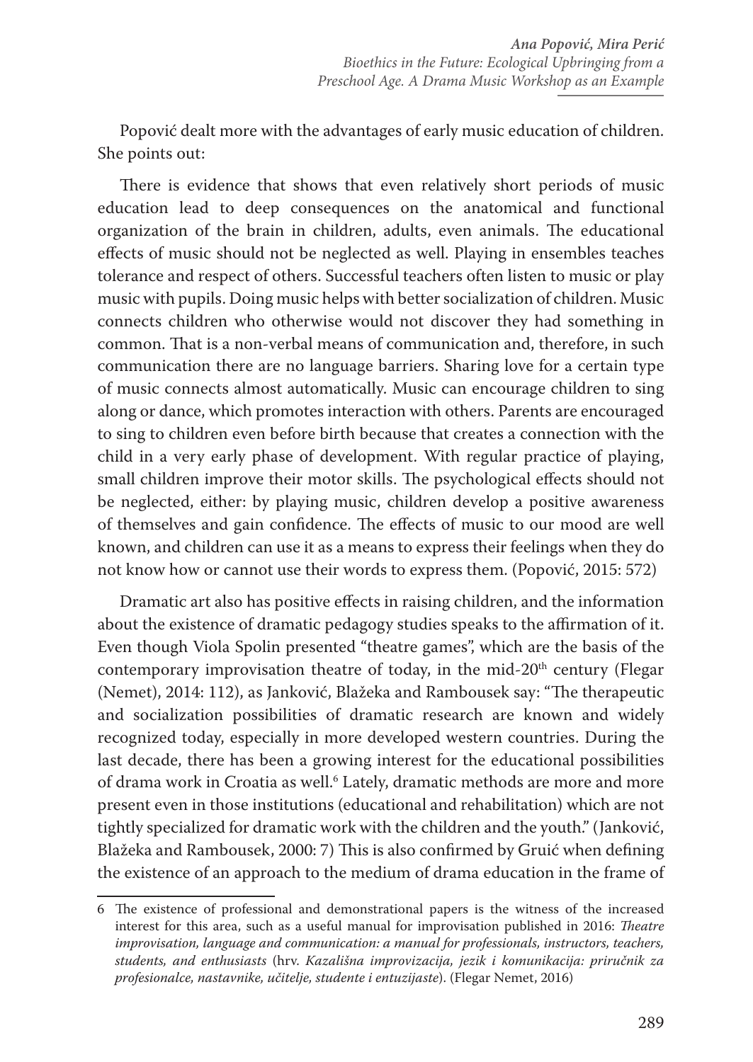Popović dealt more with the advantages of early music education of children. She points out:

> There is evidence that shows that even relatively short periods of music education lead to deep consequences on the anatomical and functional organization of the brain in children, adults, even animals. The educational effects of music should not be neglected as well. Playing in ensembles teaches tolerance and respect of others. Successful teachers often listen to music or play music with pupils. Doing music helps with better socialization of children. Music connects children who otherwise would not discover they had something in common. That is a non-verbal means of communication and, therefore, in such communication there are no language barriers. Sharing love for a certain type of music connects almost automatically. Music can encourage children to sing along or dance, which promotes interaction with others. Parents are encouraged to sing to children even before birth because that creates a connection with the child in a very early phase of development. With regular practice of playing, small children improve their motor skills. The psychological effects should not be neglected, either: by playing music, children develop a positive awareness of themselves and gain confidence. The effects of music to our mood are well known, and children can use it as a means to express their feelings when they do not know how or cannot use their words to express them. (Popović, 2015: 572)

Dramatic art also has positive effects in raising children, and the information about the existence of dramatic pedagogy studies speaks to the affirmation of it. Even though Viola Spolin presented "theatre games", which are the basis of the contemporary improvisation theatre of today, in the mid-20th century (Flegar (Nemet), 2014: 112), as Janković, Blažeka and Rambousek say: "The therapeutic and socialization possibilities of dramatic research are known and widely recognized today, especially in more developed western countries. During the last decade, there has been a growing interest for the educational possibilities of drama work in Croatia as well.[6] Lately, dramatic methods are more and more present even in those institutions (educational and rehabilitation) which are not tightly specialized for dramatic work with the children and the youth." (Janković, Blažeka and Rambousek, 2000: 7) This is also confirmed by Gruić when defining the existence of an approach to the medium of drama education in the frame of

---

6 The existence of professional and demonstrational papers is the witness of the increased interest for this area, such as a useful manual for improvisation published in 2016: *Theatre improvisation, language and communication: a manual for professionals, instructors, teachers, students, and enthusiasts* (hrv. *Kazališna improvizacija, jezik i komunikacija: priručnik za profesionalce, nastavnike, učitelje, studente i entuzijaste*). (Flegar Nemet, 2016)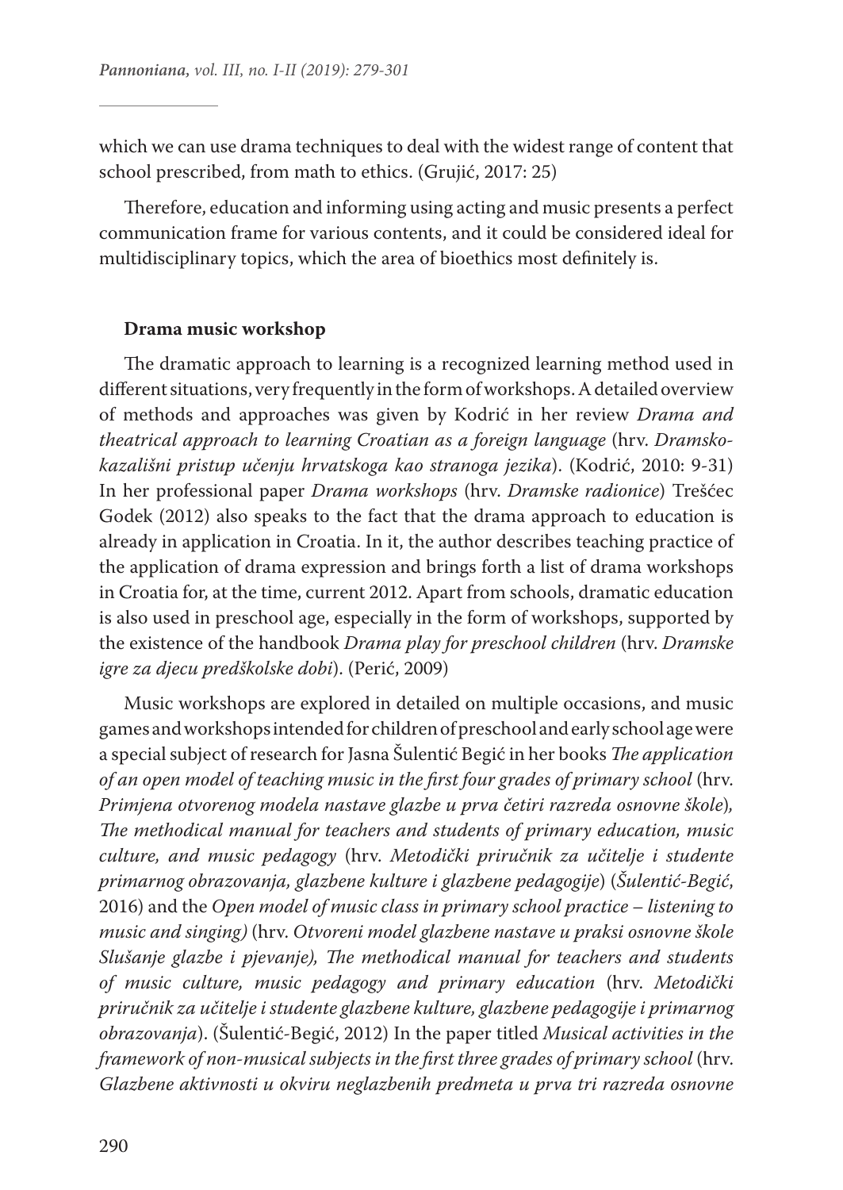which we can use drama techniques to deal with the widest range of content that school prescribed, from math to ethics. (Grujić, 2017: 25)

Therefore, education and informing using acting and music presents a perfect communication frame for various contents, and it could be considered ideal for multidisciplinary topics, which the area of bioethics most definitely is.

**Drama music workshop**

The dramatic approach to learning is a recognized learning method used in different situations, very frequently in the form of workshops. A detailed overview of methods and approaches was given by Kodrić in her review *Drama and theatrical approach to learning Croatian as a foreign language* (hrv. *Dramsko-kazališni pristup učenju hrvatskoga kao stranoga jezika*). (Kodrić, 2010: 9-31) In her professional paper *Drama workshops* (hrv. *Dramske radionice*) Trešćec Godek (2012) also speaks to the fact that the drama approach to education is already in application in Croatia. In it, the author describes teaching practice of the application of drama expression and brings forth a list of drama workshops in Croatia for, at the time, current 2012. Apart from schools, dramatic education is also used in preschool age, especially in the form of workshops, supported by the existence of the handbook *Drama play for preschool children* (hrv. *Dramske igre za djecu predškolske dobi*). (Perić, 2009)

Music workshops are explored in detailed on multiple occasions, and music games and workshops intended for children of preschool and early school age were a special subject of research for Jasna Šulentić Begić in her books *The application of an open model of teaching music in the first four grades of primary school* (hrv. *Primjena otvorenog modela nastave glazbe u prva četiri razreda osnovne škole*), *The methodical manual for teachers and students of primary education, music culture, and music pedagogy* (hrv. *Metodički priručnik za učitelje i studente primarnog obrazovanja, glazbene kulture i glazbene pedagogije*) (*Šulentić-Begić*, 2016) and the *Open model of music class in primary school practice – listening to music and singing)* (hrv. *Otvoreni model glazbene nastave u praksi osnovne škole Slušanje glazbe i pjevanje), The methodical manual for teachers and students of music culture, music pedagogy and primary education* (hrv. *Metodički priručnik za učitelje i studente glazbene kulture, glazbene pedagogije i primarnog obrazovanja*). (Šulentić-Begić, 2012) In the paper titled *Musical activities in the framework of non-musical subjects in the first three grades of primary school* (hrv. *Glazbene aktivnosti u okviru neglazbenih predmeta u prva tri razreda osnovne*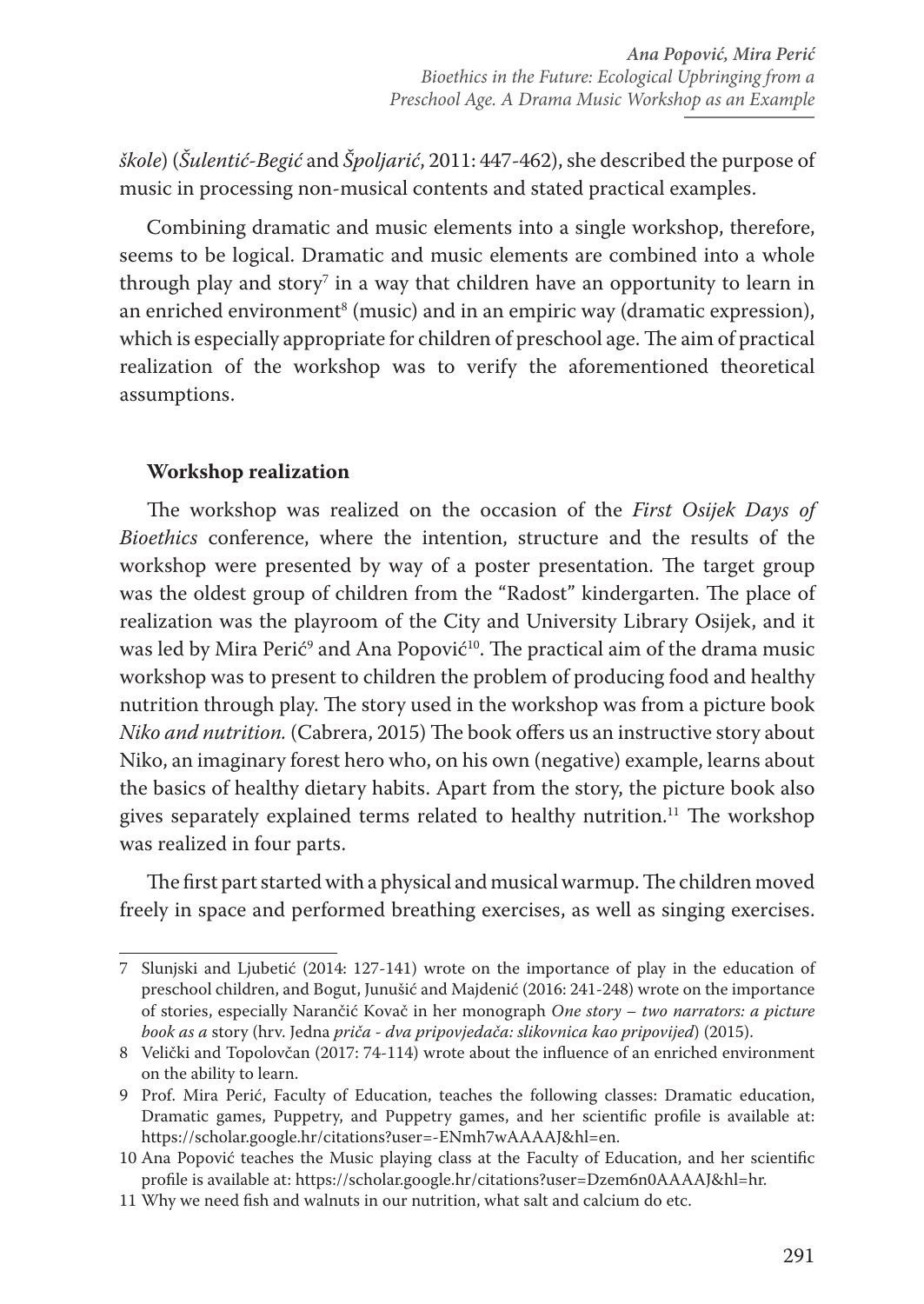*škole*) (*Šulentić-Begić* and *Špoljarić*, 2011: 447-462), she described the purpose of music in processing non-musical contents and stated practical examples.

Combining dramatic and music elements into a single workshop, therefore, seems to be logical. Dramatic and music elements are combined into a whole through play and story[7] in a way that children have an opportunity to learn in an enriched environment[8] (music) and in an empiric way (dramatic expression), which is especially appropriate for children of preschool age. The aim of practical realization of the workshop was to verify the aforementioned theoretical assumptions.

**Workshop realization**

The workshop was realized on the occasion of the *First Osijek Days of Bioethics* conference, where the intention, structure and the results of the workshop were presented by way of a poster presentation. The target group was the oldest group of children from the "Radost" kindergarten. The place of realization was the playroom of the City and University Library Osijek, and it was led by Mira Perić[9] and Ana Popović[10]. The practical aim of the drama music workshop was to present to children the problem of producing food and healthy nutrition through play. The story used in the workshop was from a picture book *Niko and nutrition.* (Cabrera, 2015) The book offers us an instructive story about Niko, an imaginary forest hero who, on his own (negative) example, learns about the basics of healthy dietary habits. Apart from the story, the picture book also gives separately explained terms related to healthy nutrition.[11] The workshop was realized in four parts.

The first part started with a physical and musical warmup. The children moved freely in space and performed breathing exercises, as well as singing exercises.

---

7 Slunjski and Ljubetić (2014: 127-141) wrote on the importance of play in the education of preschool children, and Bogut, Junušić and Majdenić (2016: 241-248) wrote on the importance of stories, especially Narančić Kovač in her monograph *One story – two narrators: a picture book as a* story (hrv. Jedna *priča - dva pripovjedača: slikovnica kao pripovijed*) (2015).

8 Velički and Topolovčan (2017: 74-114) wrote about the influence of an enriched environment on the ability to learn.

9 Prof. Mira Perić, Faculty of Education, teaches the following classes: Dramatic education, Dramatic games, Puppetry, and Puppetry games, and her scientific profile is available at: https://scholar.google.hr/citations?user=-ENmh7wAAAAJ&hl=en.

10 Ana Popović teaches the Music playing class at the Faculty of Education, and her scientific profile is available at: https://scholar.google.hr/citations?user=Dzem6n0AAAAJ&hl=hr.

11 Why we need fish and walnuts in our nutrition, what salt and calcium do etc.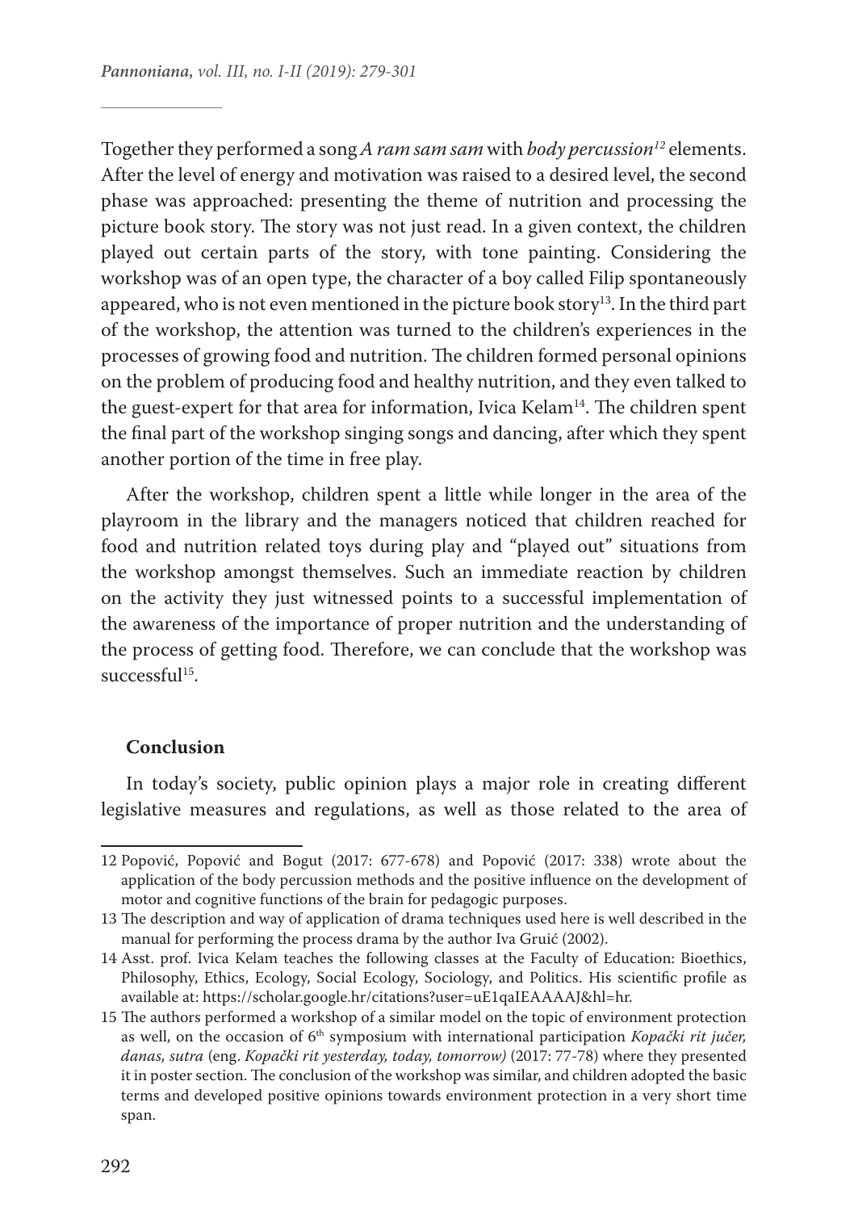Together they performed a song *A ram sam sam* with *body percussion*[12] elements. After the level of energy and motivation was raised to a desired level, the second phase was approached: presenting the theme of nutrition and processing the picture book story. The story was not just read. In a given context, the children played out certain parts of the story, with tone painting. Considering the workshop was of an open type, the character of a boy called Filip spontaneously appeared, who is not even mentioned in the picture book story[13]. In the third part of the workshop, the attention was turned to the children's experiences in the processes of growing food and nutrition. The children formed personal opinions on the problem of producing food and healthy nutrition, and they even talked to the guest-expert for that area for information, Ivica Kelam[14]. The children spent the final part of the workshop singing songs and dancing, after which they spent another portion of the time in free play.

After the workshop, children spent a little while longer in the area of the playroom in the library and the managers noticed that children reached for food and nutrition related toys during play and "played out" situations from the workshop amongst themselves. Such an immediate reaction by children on the activity they just witnessed points to a successful implementation of the awareness of the importance of proper nutrition and the understanding of the process of getting food. Therefore, we can conclude that the workshop was successful[15].

## Conclusion

In today's society, public opinion plays a major role in creating different legislative measures and regulations, as well as those related to the area of

---

12 Popović, Popović and Bogut (2017: 677-678) and Popović (2017: 338) wrote about the application of the body percussion methods and the positive influence on the development of motor and cognitive functions of the brain for pedagogic purposes.

13 The description and way of application of drama techniques used here is well described in the manual for performing the process drama by the author Iva Gruić (2002).

14 Asst. prof. Ivica Kelam teaches the following classes at the Faculty of Education: Bioethics, Philosophy, Ethics, Ecology, Social Ecology, Sociology, and Politics. His scientific profile as available at: https://scholar.google.hr/citations?user=uE1qaIEAAAAJ&hl=hr.

15 The authors performed a workshop of a similar model on the topic of environment protection as well, on the occasion of 6th symposium with international participation *Kopački rit jučer, danas, sutra* (eng. *Kopački rit yesterday, today, tomorrow)* (2017: 77-78) where they presented it in poster section. The conclusion of the workshop was similar, and children adopted the basic terms and developed positive opinions towards environment protection in a very short time span.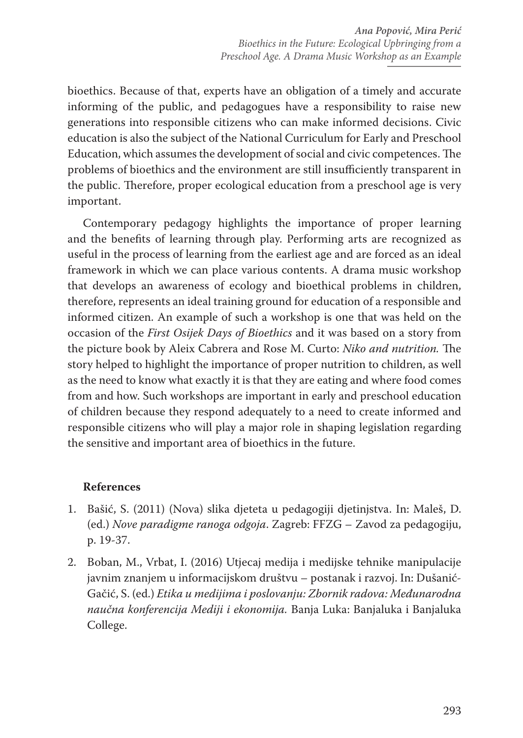bioethics. Because of that, experts have an obligation of a timely and accurate informing of the public, and pedagogues have a responsibility to raise new generations into responsible citizens who can make informed decisions. Civic education is also the subject of the National Curriculum for Early and Preschool Education, which assumes the development of social and civic competences. The problems of bioethics and the environment are still insufficiently transparent in the public. Therefore, proper ecological education from a preschool age is very important.

Contemporary pedagogy highlights the importance of proper learning and the benefits of learning through play. Performing arts are recognized as useful in the process of learning from the earliest age and are forced as an ideal framework in which we can place various contents. A drama music workshop that develops an awareness of ecology and bioethical problems in children, therefore, represents an ideal training ground for education of a responsible and informed citizen. An example of such a workshop is one that was held on the occasion of the *First Osijek Days of Bioethics* and it was based on a story from the picture book by Aleix Cabrera and Rose M. Curto: *Niko and nutrition.* The story helped to highlight the importance of proper nutrition to children, as well as the need to know what exactly it is that they are eating and where food comes from and how. Such workshops are important in early and preschool education of children because they respond adequately to a need to create informed and responsible citizens who will play a major role in shaping legislation regarding the sensitive and important area of bioethics in the future.

**References**

1. Bašić, S. (2011) (Nova) slika djeteta u pedagogiji djetinjstva. In: Maleš, D. (ed.) *Nove paradigme ranoga odgoja*. Zagreb: FFZG – Zavod za pedagogiju, p. 19-37.
2. Boban, M., Vrbat, I. (2016) Utjecaj medija i medijske tehnike manipulacije javnim znanjem u informacijskom društvu – postanak i razvoj. In: Dušanić-Gačić, S. (ed.) *Etika u medijima i poslovanju: Zbornik radova: Međunarodna naučna konferencija Mediji i ekonomija.* Banja Luka: Banjaluka i Banjaluka College.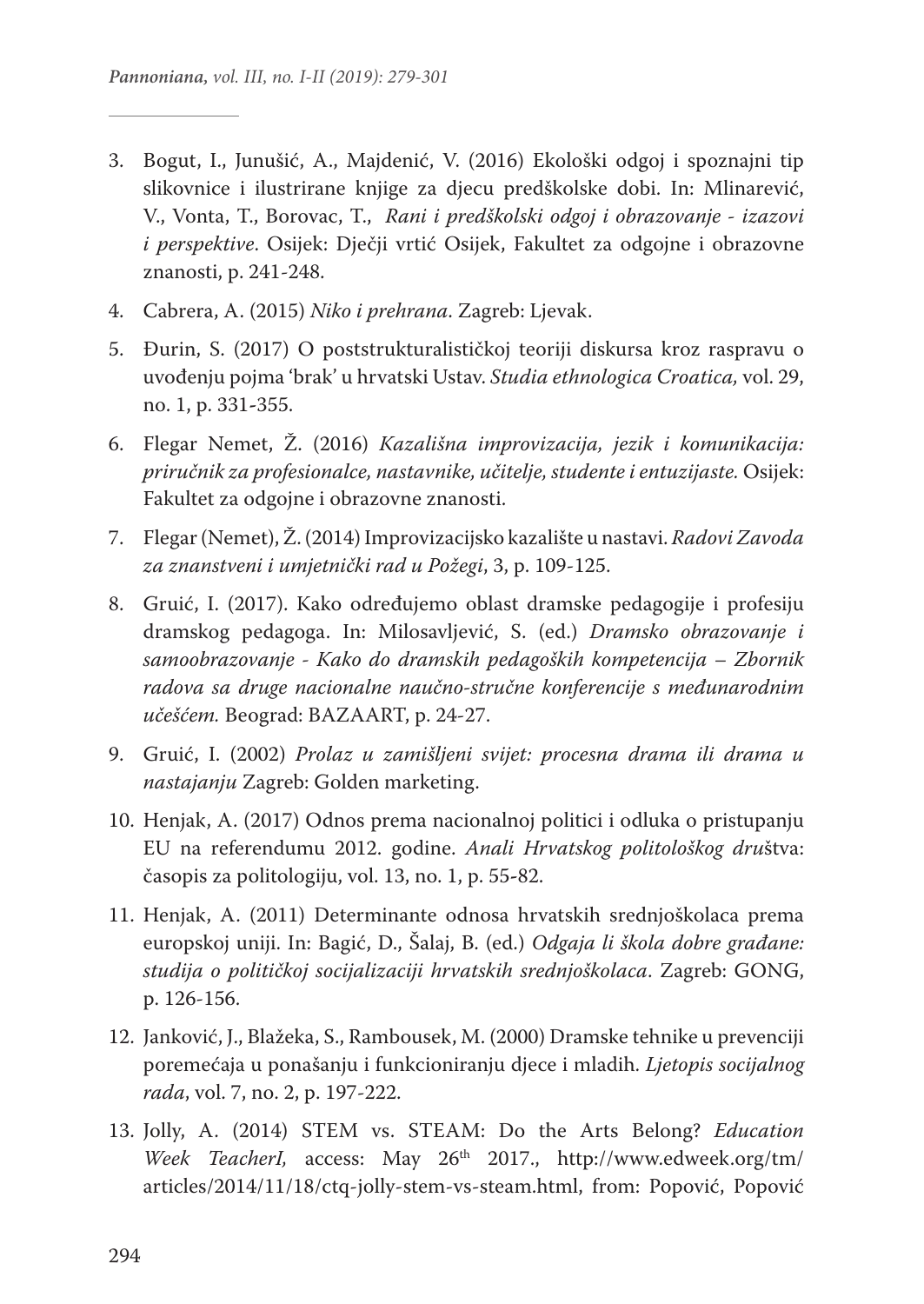3. Bogut, I., Junušić, A., Majdenić, V. (2016) Ekološki odgoj i spoznajni tip slikovnice i ilustrirane knjige za djecu predškolske dobi. In: Mlinarević, V., Vonta, T., Borovac, T., *Rani i predškolski odgoj i obrazovanje - izazovi i perspektive*. Osijek: Dječji vrtić Osijek, Fakultet za odgojne i obrazovne znanosti, p. 241-248.
4. Cabrera, A. (2015) *Niko i prehrana*. Zagreb: Ljevak.
5. Đurin, S. (2017) O poststrukturalističkoj teoriji diskursa kroz raspravu o uvođenju pojma 'brak' u hrvatski Ustav. *Studia ethnologica Croatica,* vol. 29, no. 1, p. 331-355.
6. Flegar Nemet, Ž. (2016) *Kazališna improvizacija, jezik i komunikacija: priručnik za profesionalce, nastavnike, učitelje, studente i entuzijaste.* Osijek: Fakultet za odgojne i obrazovne znanosti.
7. Flegar (Nemet), Ž. (2014) Improvizacijsko kazalište u nastavi. *Radovi Zavoda za znanstveni i umjetnički rad u Požegi*, 3, p. 109-125.
8. Gruić, I. (2017). Kako određujemo oblast dramske pedagogije i profesiju dramskog pedagoga. In: Milosavljević, S. (ed.) *Dramsko obrazovanje i samoobrazovanje - Kako do dramskih pedagoških kompetencija – Zbornik radova sa druge nacionalne naučno-stručne konferencije s međunarodnim učešćem.* Beograd: BAZAART, p. 24-27.
9. Gruić, I. (2002) *Prolaz u zamišljeni svijet: procesna drama ili drama u nastajanju* Zagreb: Golden marketing.
10. Henjak, A. (2017) Odnos prema nacionalnoj politici i odluka o pristupanju EU na referendumu 2012. godine. *Anali Hrvatskog politološkog dru*štva: časopis za politologiju, vol. 13, no. 1, p. 55-82.
11. Henjak, A. (2011) Determinante odnosa hrvatskih srednjoškolaca prema europskoj uniji. In: Bagić, D., Šalaj, B. (ed.) *Odgaja li škola dobre građane: studija o političkoj socijalizaciji hrvatskih srednjoškolaca*. Zagreb: GONG, p. 126-156.
12. Janković, J., Blažeka, S., Rambousek, M. (2000) Dramske tehnike u prevenciji poremećaja u ponašanju i funkcioniranju djece i mladih. *Ljetopis socijalnog rada*, vol. 7, no. 2, p. 197-222.
13. Jolly, A. (2014) STEM vs. STEAM: Do the Arts Belong? *Education Week TeacherI,* access: May 26th 2017., http://www.edweek.org/tm/articles/2014/11/18/ctq-jolly-stem-vs-steam.html, from: Popović, Popović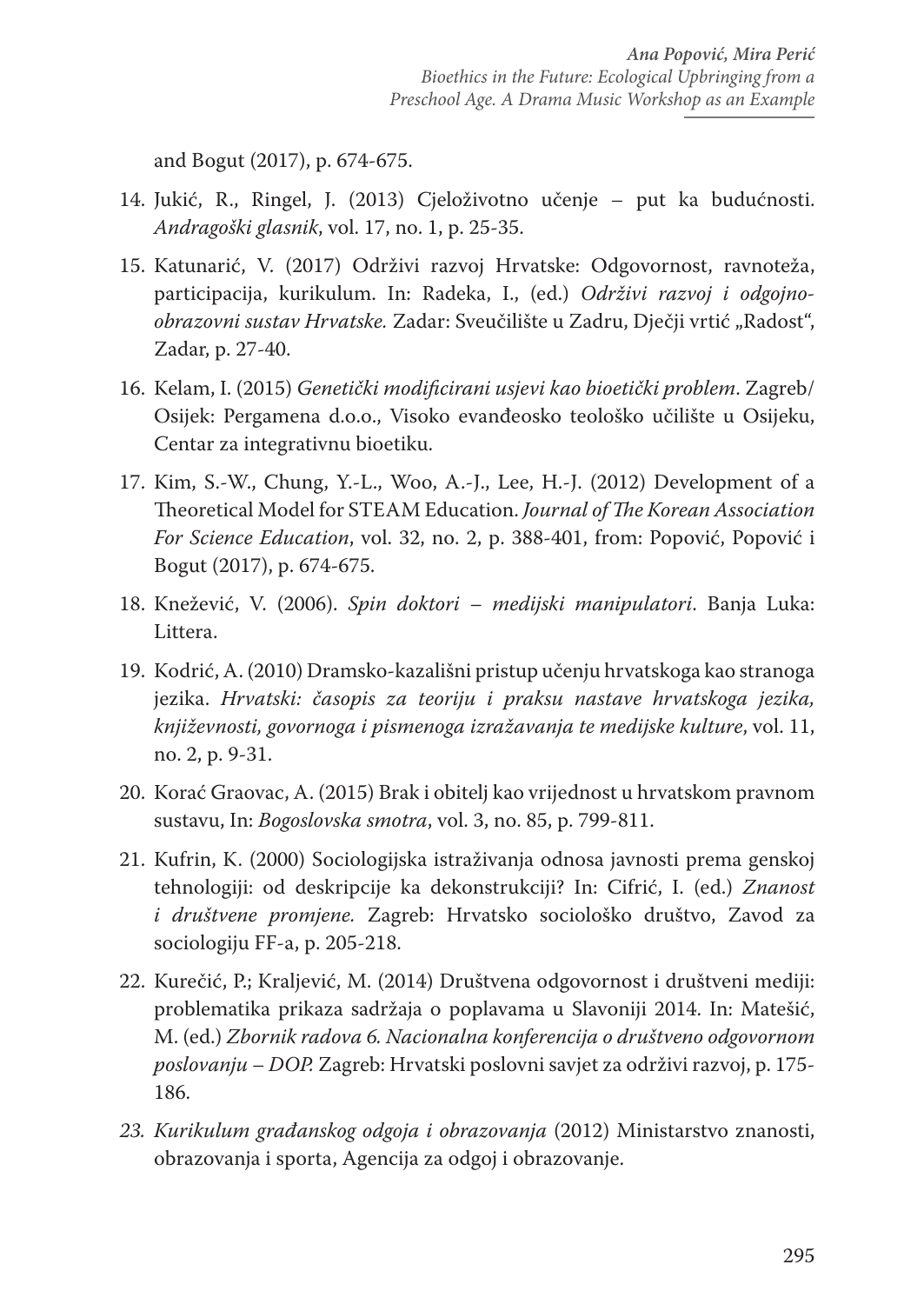and Bogut (2017), p. 674-675.

14. Jukić, R., Ringel, J. (2013) Cjeloživotno učenje – put ka budućnosti. *Andragoški glasnik*, vol. 17, no. 1, p. 25-35.
15. Katunarić, V. (2017) Održivi razvoj Hrvatske: Odgovornost, ravnoteža, participacija, kurikulum. In: Radeka, I., (ed.) *Održivi razvoj i odgojno-obrazovni sustav Hrvatske.* Zadar: Sveučilište u Zadru, Dječji vrtić „Radost", Zadar, p. 27-40.
16. Kelam, I. (2015) *Genetički modificirani usjevi kao bioetički problem*. Zagreb/Osijek: Pergamena d.o.o., Visoko evanđeosko teološko učilište u Osijeku, Centar za integrativnu bioetiku.
17. Kim, S.-W., Chung, Y.-L., Woo, A.-J., Lee, H.-J. (2012) Development of a Theoretical Model for STEAM Education. *Journal of The Korean Association For Science Education*, vol. 32, no. 2, p. 388-401, from: Popović, Popović i Bogut (2017), p. 674-675.
18. Knežević, V. (2006). *Spin doktori – medijski manipulatori*. Banja Luka: Littera.
19. Kodrić, A. (2010) Dramsko-kazališni pristup učenju hrvatskoga kao stranoga jezika. *Hrvatski: časopis za teoriju i praksu nastave hrvatskoga jezika, književnosti, govornoga i pismenoga izražavanja te medijske kulture*, vol. 11, no. 2, p. 9-31.
20. Korać Graovac, A. (2015) Brak i obitelj kao vrijednost u hrvatskom pravnom sustavu, In: *Bogoslovska smotra*, vol. 3, no. 85, p. 799-811.
21. Kufrin, K. (2000) Sociologijska istraživanja odnosa javnosti prema genskoj tehnologiji: od deskripcije ka dekonstrukciji? In: Cifrić, I. (ed.) *Znanost i društvene promjene.* Zagreb: Hrvatsko sociološko društvo, Zavod za sociologiju FF-a, p. 205-218.
22. Kurečić, P.; Kraljević, M. (2014) Društvena odgovornost i društveni mediji: problematika prikaza sadržaja o poplavama u Slavoniji 2014. In: Matešić, M. (ed.) *Zbornik radova 6. Nacionalna konferencija o društveno odgovornom poslovanju – DOP.* Zagreb: Hrvatski poslovni savjet za održivi razvoj, p. 175-186.
23. *Kurikulum građanskog odgoja i obrazovanja* (2012) Ministarstvo znanosti, obrazovanja i sporta, Agencija za odgoj i obrazovanje.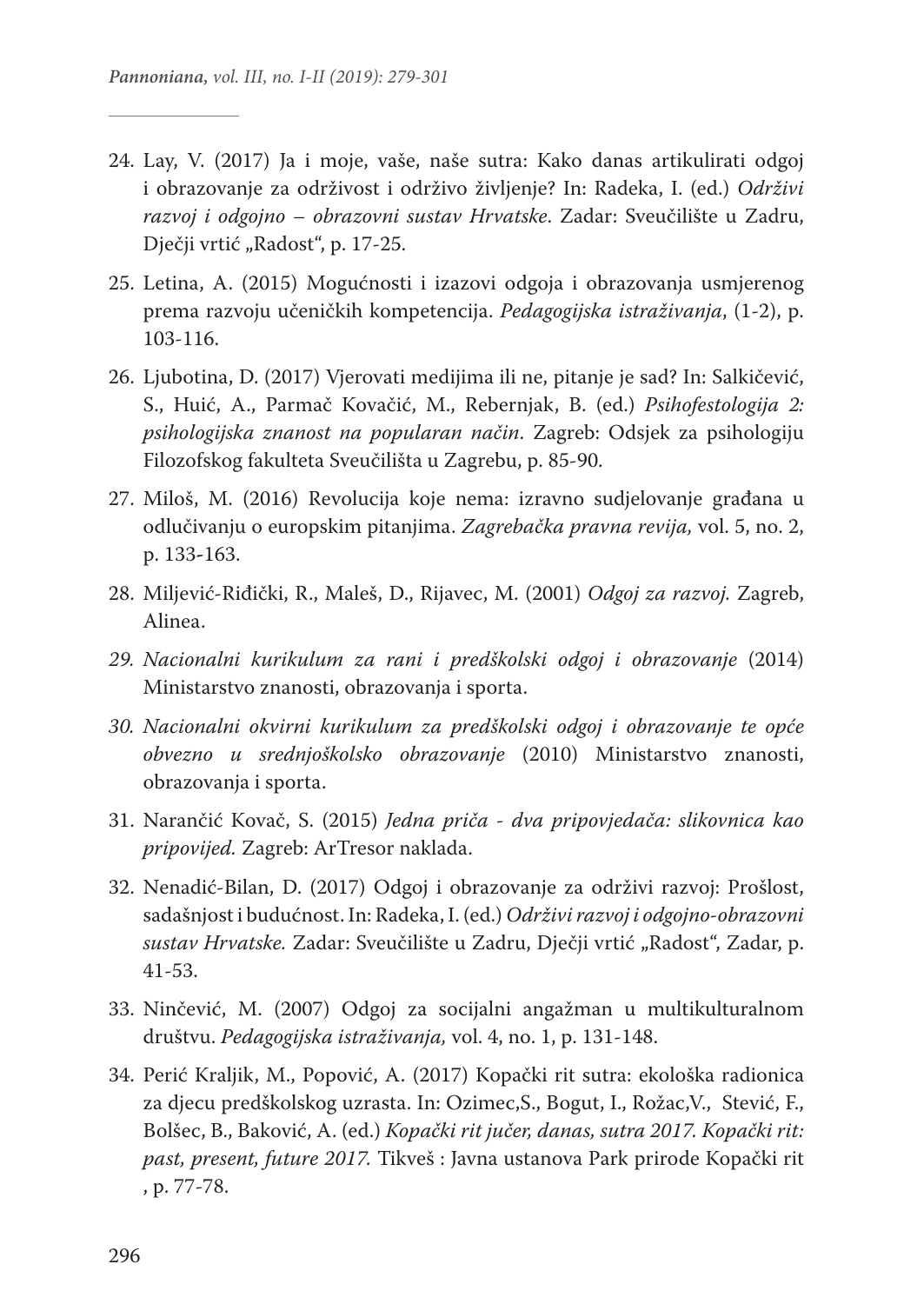24. Lay, V. (2017) Ja i moje, vaše, naše sutra: Kako danas artikulirati odgoj i obrazovanje za održivost i održivo življenje? In: Radeka, I. (ed.) *Održivi razvoj i odgojno – obrazovni sustav Hrvatske*. Zadar: Sveučilište u Zadru, Dječji vrtić „Radost“, p. 17-25.

25. Letina, A. (2015) Mogućnosti i izazovi odgoja i obrazovanja usmjerenog prema razvoju učeničkih kompetencija. *Pedagogijska istraživanja*, (1-2), p. 103-116.

26. Ljubotina, D. (2017) Vjerovati medijima ili ne, pitanje je sad? In: Salkičević, S., Huić, A., Parmač Kovačić, M., Rebernjak, B. (ed.) *Psihofestologija 2: psihologijska znanost na popularan način*. Zagreb: Odsjek za psihologiju Filozofskog fakulteta Sveučilišta u Zagrebu, p. 85-90.

27. Miloš, M. (2016) Revolucija koje nema: izravno sudjelovanje građana u odlučivanju o europskim pitanjima. *Zagrebačka pravna revija,* vol. 5, no. 2, p. 133-163.

28. Miljević-Riđički, R., Maleš, D., Rijavec, M. (2001) *Odgoj za razvoj.* Zagreb, Alinea.

29. *Nacionalni kurikulum za rani i predškolski odgoj i obrazovanje* (2014) Ministarstvo znanosti, obrazovanja i sporta.

30. *Nacionalni okvirni kurikulum za predškolski odgoj i obrazovanje te opće obvezno u srednjoškolsko obrazovanje* (2010) Ministarstvo znanosti, obrazovanja i sporta.

31. Narančić Kovač, S. (2015) *Jedna priča - dva pripovjedača: slikovnica kao pripovijed.* Zagreb: ArTresor naklada.

32. Nenadić-Bilan, D. (2017) Odgoj i obrazovanje za održivi razvoj: Prošlost, sadašnjost i budućnost. In: Radeka, I. (ed.) *Održivi razvoj i odgojno-obrazovni sustav Hrvatske.* Zadar: Sveučilište u Zadru, Dječji vrtić „Radost“, Zadar, p. 41-53.

33. Ninčević, M. (2007) Odgoj za socijalni angažman u multikulturalnom društvu. *Pedagogijska istraživanja,* vol. 4, no. 1, p. 131-148.

34. Perić Kraljik, M., Popović, A. (2017) Kopački rit sutra: ekološka radionica za djecu predškolskog uzrasta. In: Ozimec,S., Bogut, I., Rožac,V., Stević, F., Bolšec, B., Baković, A. (ed.) *Kopački rit jučer, danas, sutra 2017. Kopački rit: past, present, future 2017.* Tikveš : Javna ustanova Park prirode Kopački rit , p. 77-78.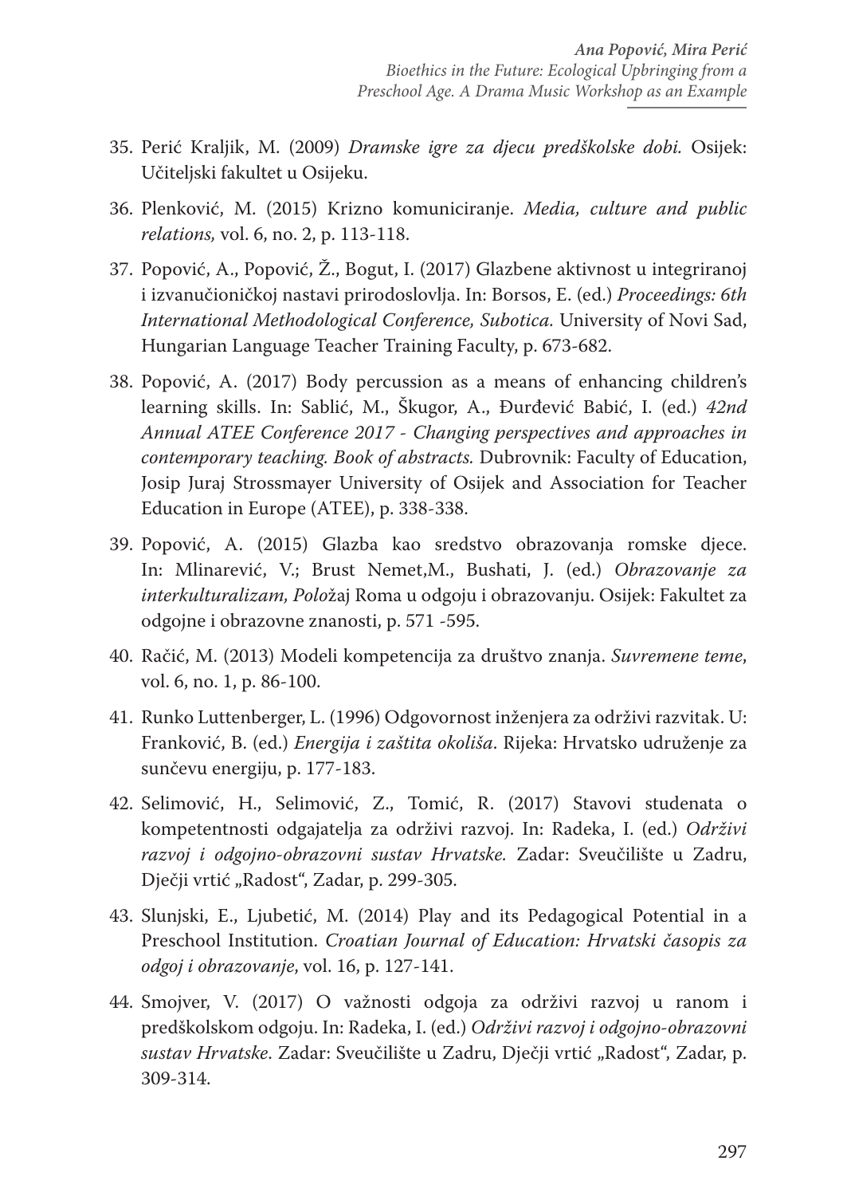35. Perić Kraljik, M. (2009) *Dramske igre za djecu predškolske dobi.* Osijek: Učiteljski fakultet u Osijeku.

36. Plenković, M. (2015) Krizno komuniciranje. *Media, culture and public relations,* vol. 6, no. 2, p. 113-118.

37. Popović, A., Popović, Ž., Bogut, I. (2017) Glazbene aktivnost u integriranoj i izvanučioničkoj nastavi prirodoslovlja. In: Borsos, E. (ed.) *Proceedings: 6th International Methodological Conference, Subotica.* University of Novi Sad, Hungarian Language Teacher Training Faculty, p. 673-682.

38. Popović, A. (2017) Body percussion as a means of enhancing children's learning skills. In: Sablić, M., Škugor, A., Đurđević Babić, I. (ed.) *42nd Annual ATEE Conference 2017 - Changing perspectives and approaches in contemporary teaching. Book of abstracts.* Dubrovnik: Faculty of Education, Josip Juraj Strossmayer University of Osijek and Association for Teacher Education in Europe (ATEE), p. 338-338.

39. Popović, A. (2015) Glazba kao sredstvo obrazovanja romske djece. In: Mlinarević, V.; Brust Nemet,M., Bushati, J. (ed.) *Obrazovanje za interkulturalizam, Polo*žaj Roma u odgoju i obrazovanju. Osijek: Fakultet za odgojne i obrazovne znanosti, p. 571 -595.

40. Račić, M. (2013) Modeli kompetencija za društvo znanja. *Suvremene teme*, vol. 6, no. 1, p. 86-100.

41. Runko Luttenberger, L. (1996) Odgovornost inženjera za održivi razvitak. U: Franković, B. (ed.) *Energija i zaštita okoliša*. Rijeka: Hrvatsko udruženje za sunčevu energiju, p. 177-183.

42. Selimović, H., Selimović, Z., Tomić, R. (2017) Stavovi studenata o kompetentnosti odgajatelja za održivi razvoj. In: Radeka, I. (ed.) *Održivi razvoj i odgojno-obrazovni sustav Hrvatske.* Zadar: Sveučilište u Zadru, Dječji vrtić „Radost", Zadar, p. 299-305.

43. Slunjski, E., Ljubetić, M. (2014) Play and its Pedagogical Potential in a Preschool Institution. *Croatian Journal of Education: Hrvatski časopis za odgoj i obrazovanje*, vol. 16, p. 127-141.

44. Smojver, V. (2017) O važnosti odgoja za održivi razvoj u ranom i predškolskom odgoju. In: Radeka, I. (ed.) *Održivi razvoj i odgojno-obrazovni sustav Hrvatske*. Zadar: Sveučilište u Zadru, Dječji vrtić „Radost", Zadar, p. 309-314.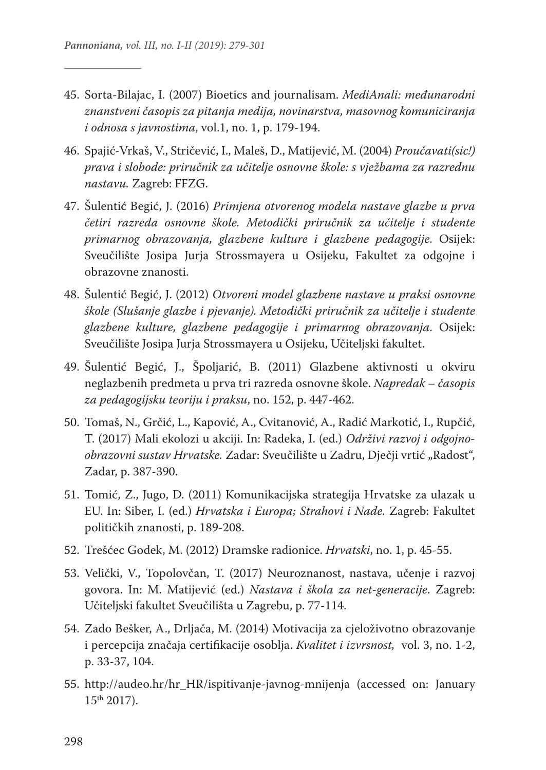45. Sorta-Bilajac, I. (2007) Bioetics and journalisam. *MediAnali: međunarodni znanstveni časopis za pitanja medija, novinarstva, masovnog komuniciranja i odnosa s javnostima*, vol.1, no. 1, p. 179-194.
46. Spajić-Vrkaš, V., Stričević, I., Maleš, D., Matijević, M. (2004) *Proučavati(sic!) prava i slobode: priručnik za učitelje osnovne škole: s vježbama za razrednu nastavu.* Zagreb: FFZG.
47. Šulentić Begić, J. (2016) *Primjena otvorenog modela nastave glazbe u prva četiri razreda osnovne škole. Metodički priručnik za učitelje i studente primarnog obrazovanja, glazbene kulture i glazbene pedagogije*. Osijek: Sveučilište Josipa Jurja Strossmayera u Osijeku, Fakultet za odgojne i obrazovne znanosti.
48. Šulentić Begić, J. (2012) *Otvoreni model glazbene nastave u praksi osnovne škole (Slušanje glazbe i pjevanje). Metodički priručnik za učitelje i studente glazbene kulture, glazbene pedagogije i primarnog obrazovanja*. Osijek: Sveučilište Josipa Jurja Strossmayera u Osijeku, Učiteljski fakultet.
49. Šulentić Begić, J., Špoljarić, B. (2011) Glazbene aktivnosti u okviru neglazbenih predmeta u prva tri razreda osnovne škole. *Napredak – časopis za pedagogijsku teoriju i praksu*, no. 152, p. 447-462.
50. Tomaš, N., Grčić, L., Kapović, A., Cvitanović, A., Radić Markotić, I., Rupčić, T. (2017) Mali ekolozi u akciji. In: Radeka, I. (ed.) *Održivi razvoj i odgojno-obrazovni sustav Hrvatske.* Zadar: Sveučilište u Zadru, Dječji vrtić „Radost", Zadar, p. 387-390.
51. Tomić, Z., Jugo, D. (2011) Komunikacijska strategija Hrvatske za ulazak u EU. In: Siber, I. (ed.) *Hrvatska i Europa; Strahovi i Nade.* Zagreb: Fakultet političkih znanosti, p. 189-208.
52. Trešćec Godek, M. (2012) Dramske radionice. *Hrvatski*, no. 1, p. 45-55.
53. Velički, V., Topolovčan, T. (2017) Neuroznanost, nastava, učenje i razvoj govora. In: M. Matijević (ed.) *Nastava i škola za net-generacije*. Zagreb: Učiteljski fakultet Sveučilišta u Zagrebu, p. 77-114.
54. Zado Bešker, A., Drljača, M. (2014) Motivacija za cjeloživotno obrazovanje i percepcija značaja certifikacije osoblja. *Kvalitet i izvrsnost,* vol. 3, no. 1-2, p. 33-37, 104.
55. http://audeo.hr/hr_HR/ispitivanje-javnog-mnijenja (accessed on: January 15th 2017).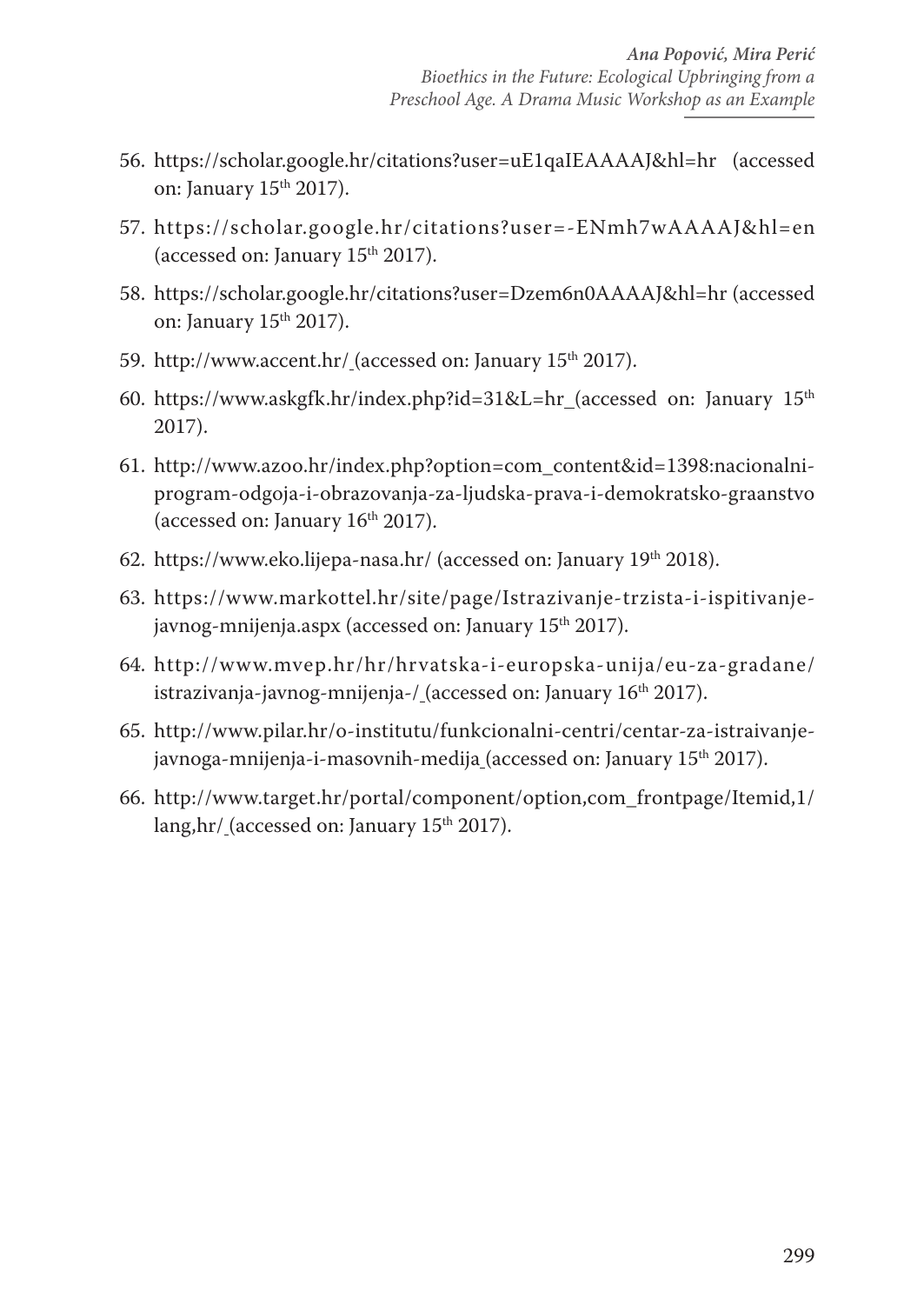56. https://scholar.google.hr/citations?user=uE1qaIEAAAAJ&hl=hr (accessed on: January 15th 2017).

57. https://scholar.google.hr/citations?user=-ENmh7wAAAAJ&hl=en (accessed on: January 15th 2017).

58. https://scholar.google.hr/citations?user=Dzem6n0AAAAJ&hl=hr (accessed on: January 15th 2017).

59. http://www.accent.hr/ (accessed on: January 15th 2017).

60. https://www.askgfk.hr/index.php?id=31&L=hr (accessed on: January 15th 2017).

61. http://www.azoo.hr/index.php?option=com_content&id=1398:nacionalni-program-odgoja-i-obrazovanja-za-ljudska-prava-i-demokratsko-graanstvo (accessed on: January 16th 2017).

62. https://www.eko.lijepa-nasa.hr/ (accessed on: January 19th 2018).

63. https://www.markottel.hr/site/page/Istrazivanje-trzista-i-ispitivanje-javnog-mnijenja.aspx (accessed on: January 15th 2017).

64. http://www.mvep.hr/hr/hrvatska-i-europska-unija/eu-za-gradane/istrazivanja-javnog-mnijenja-/ (accessed on: January 16th 2017).

65. http://www.pilar.hr/o-institutu/funkcionalni-centri/centar-za-istraivanje-javnoga-mnijenja-i-masovnih-medija (accessed on: January 15th 2017).

66. http://www.target.hr/portal/component/option,com_frontpage/Itemid,1/lang,hr/ (accessed on: January 15th 2017).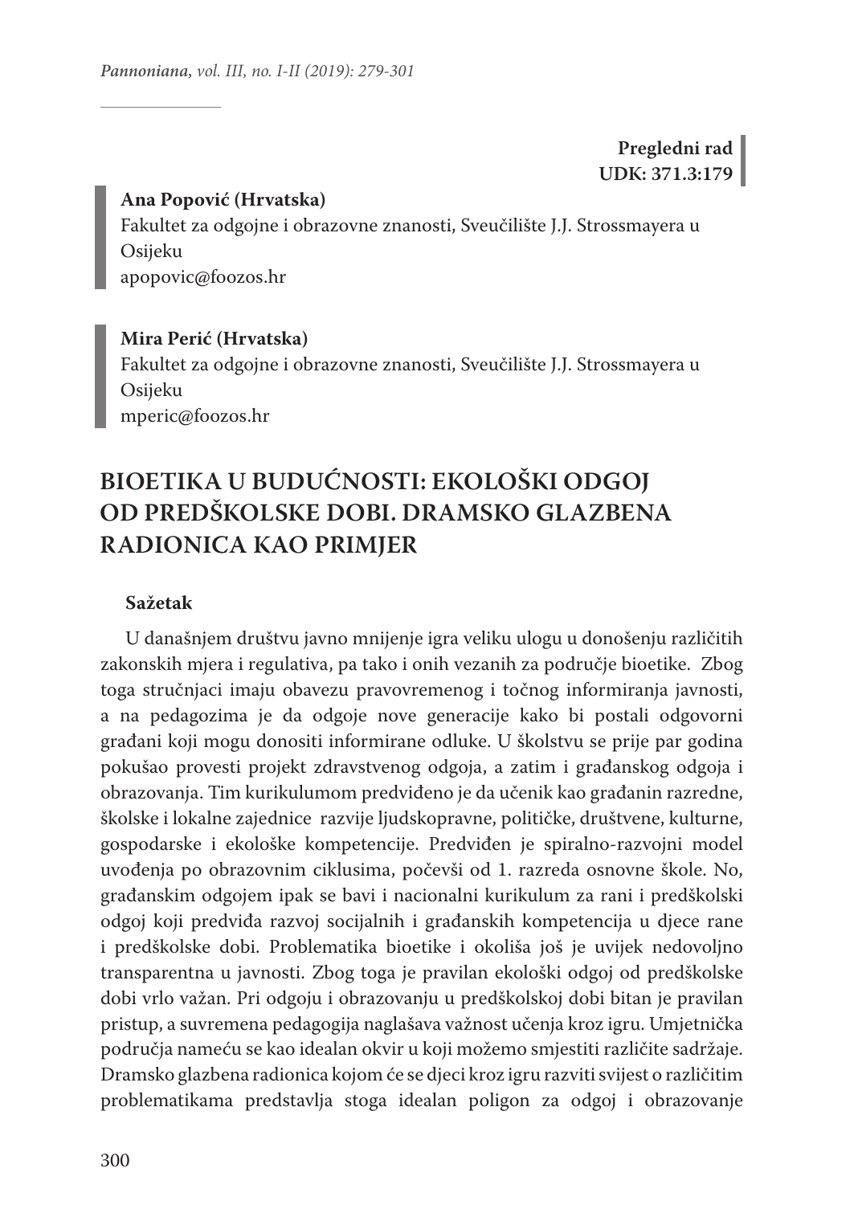**Pregledni rad**
**UDK: 371.3:179**

**Ana Popović (Hrvatska)**
Fakultet za odgojne i obrazovne znanosti, Sveučilište J.J. Strossmayera u Osijeku
apopovic@foozos.hr

**Mira Perić (Hrvatska)**
Fakultet za odgojne i obrazovne znanosti, Sveučilište J.J. Strossmayera u Osijeku
mperic@foozos.hr

# BIOETIKA U BUDUĆNOSTI: EKOLOŠKI ODGOJ OD PREDŠKOLSKE DOBI. DRAMSKO GLAZBENA RADIONICA KAO PRIMJER

**Sažetak**

U današnjem društvu javno mnijenje igra veliku ulogu u donošenju različitih zakonskih mjera i regulativa, pa tako i onih vezanih za područje bioetike. Zbog toga stručnjaci imaju obavezu pravovremenog i točnog informiranja javnosti, a na pedagozima je da odgoje nove generacije kako bi postali odgovorni građani koji mogu donositi informirane odluke. U školstvu se prije par godina pokušao provesti projekt zdravstvenog odgoja, a zatim i građanskog odgoja i obrazovanja. Tim kurikulumom predviđeno je da učenik kao građanin razredne, školske i lokalne zajednice razvije ljudskopravne, političke, društvene, kulturne, gospodarske i ekološke kompetencije. Predviđen je spiralno-razvojni model uvođenja po obrazovnim ciklusima, počevši od 1. razreda osnovne škole. No, građanskim odgojem ipak se bavi i nacionalni kurikulum za rani i predškolski odgoj koji predviđa razvoj socijalnih i građanskih kompetencija u djece rane i predškolske dobi. Problematika bioetike i okoliša još je uvijek nedovoljno transparentna u javnosti. Zbog toga je pravilan ekološki odgoj od predškolske dobi vrlo važan. Pri odgoju i obrazovanju u predškolskoj dobi bitan je pravilan pristup, a suvremena pedagogija naglašava važnost učenja kroz igru. Umjetnička područja nameću se kao idealan okvir u koji možemo smjestiti različite sadržaje. Dramsko glazbena radionica kojom će se djeci kroz igru razviti svijest o različitim problematikama predstavlja stoga idealan poligon za odgoj i obrazovanje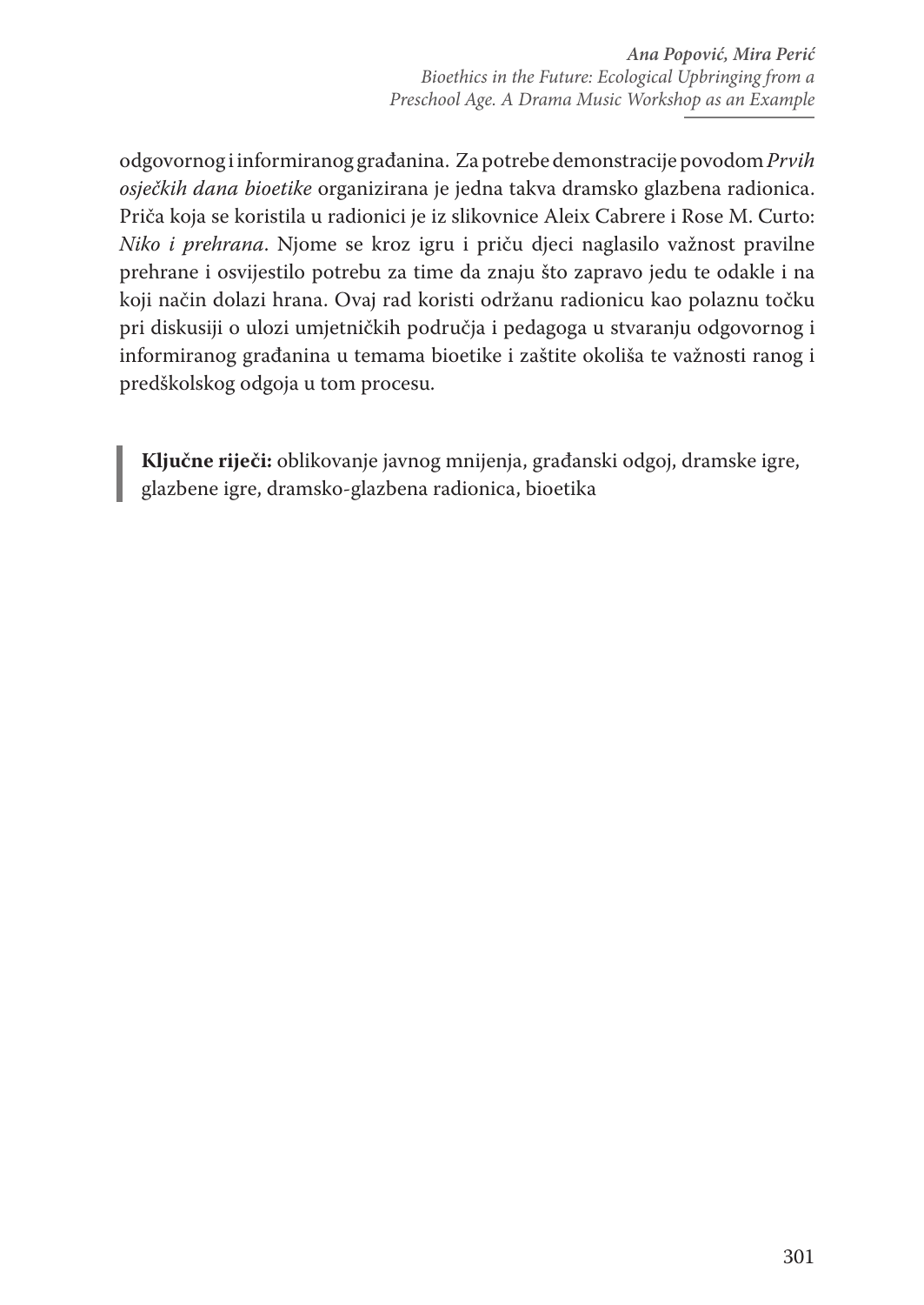odgovornog i informiranog građanina. Za potrebe demonstracije povodom *Prvih osječkih dana bioetike* organizirana je jedna takva dramsko glazbena radionica. Priča koja se koristila u radionici je iz slikovnice Aleix Cabrere i Rose M. Curto: *Niko i prehrana*. Njome se kroz igru i priču djeci naglasilo važnost pravilne prehrane i osvijestilo potrebu za time da znaju što zapravo jedu te odakle i na koji način dolazi hrana. Ovaj rad koristi održanu radionicu kao polaznu točku pri diskusiji o ulozi umjetničkih područja i pedagoga u stvaranju odgovornog i informiranog građanina u temama bioetike i zaštite okoliša te važnosti ranog i predškolskog odgoja u tom procesu.

> **Ključne riječi:** oblikovanje javnog mnijenja, građanski odgoj, dramske igre, glazbene igre, dramsko-glazbena radionica, bioetika